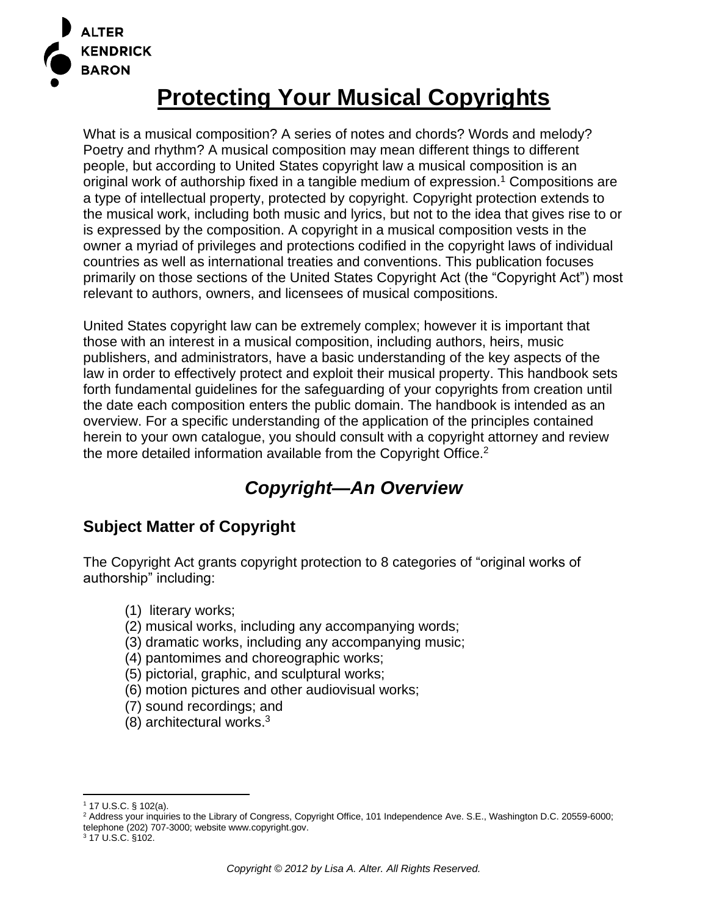ALTER
KENDRICK
BARON

# Protecting Your Musical Copyrights

What is a musical composition? A series of notes and chords? Words and melody? Poetry and rhythm? A musical composition may mean different things to different people, but according to United States copyright law a musical composition is an original work of authorship fixed in a tangible medium of expression.[1] Compositions are a type of intellectual property, protected by copyright. Copyright protection extends to the musical work, including both music and lyrics, but not to the idea that gives rise to or is expressed by the composition. A copyright in a musical composition vests in the owner a myriad of privileges and protections codified in the copyright laws of individual countries as well as international treaties and conventions. This publication focuses primarily on those sections of the United States Copyright Act (the "Copyright Act") most relevant to authors, owners, and licensees of musical compositions.

United States copyright law can be extremely complex; however it is important that those with an interest in a musical composition, including authors, heirs, music publishers, and administrators, have a basic understanding of the key aspects of the law in order to effectively protect and exploit their musical property. This handbook sets forth fundamental guidelines for the safeguarding of your copyrights from creation until the date each composition enters the public domain. The handbook is intended as an overview. For a specific understanding of the application of the principles contained herein to your own catalogue, you should consult with a copyright attorney and review the more detailed information available from the Copyright Office.[2]

## *Copyright—An Overview*

### Subject Matter of Copyright

The Copyright Act grants copyright protection to 8 categories of "original works of authorship" including:

(1) literary works;
(2) musical works, including any accompanying words;
(3) dramatic works, including any accompanying music;
(4) pantomimes and choreographic works;
(5) pictorial, graphic, and sculptural works;
(6) motion pictures and other audiovisual works;
(7) sound recordings; and
(8) architectural works.[3]

---

[1] 17 U.S.C. § 102(a).
[2] Address your inquiries to the Library of Congress, Copyright Office, 101 Independence Ave. S.E., Washington D.C. 20559-6000; telephone (202) 707-3000; website www.copyright.gov.
[3] 17 U.S.C. §102.

*Copyright © 2012 by Lisa A. Alter. All Rights Reserved.*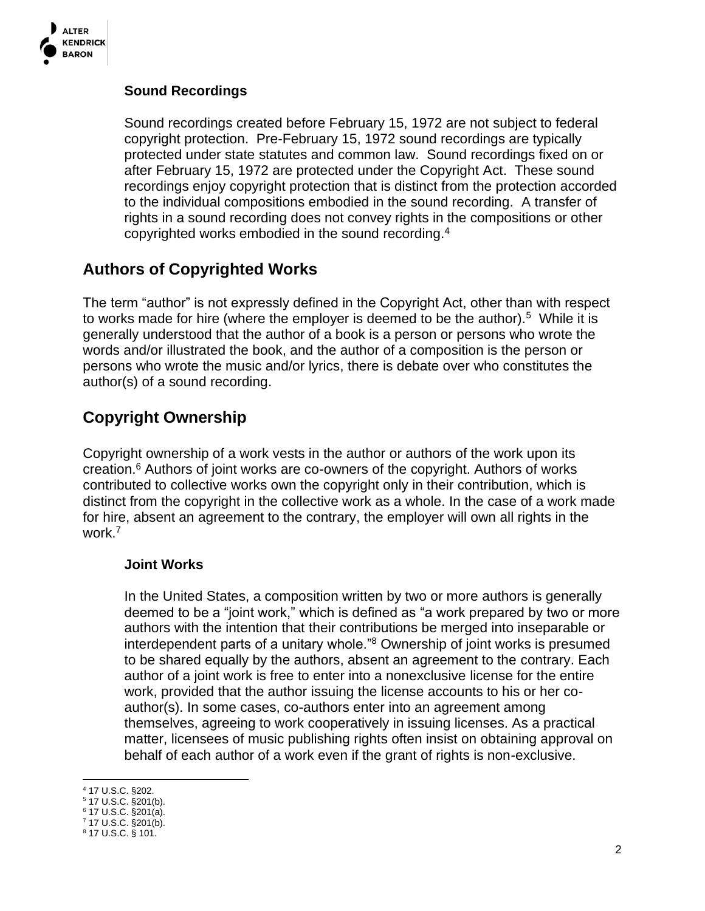### Sound Recordings

Sound recordings created before February 15, 1972 are not subject to federal copyright protection. Pre-February 15, 1972 sound recordings are typically protected under state statutes and common law. Sound recordings fixed on or after February 15, 1972 are protected under the Copyright Act. These sound recordings enjoy copyright protection that is distinct from the protection accorded to the individual compositions embodied in the sound recording. A transfer of rights in a sound recording does not convey rights in the compositions or other copyrighted works embodied in the sound recording.[4]

## Authors of Copyrighted Works

The term "author" is not expressly defined in the Copyright Act, other than with respect to works made for hire (where the employer is deemed to be the author).[5] While it is generally understood that the author of a book is a person or persons who wrote the words and/or illustrated the book, and the author of a composition is the person or persons who wrote the music and/or lyrics, there is debate over who constitutes the author(s) of a sound recording.

## Copyright Ownership

Copyright ownership of a work vests in the author or authors of the work upon its creation.[6] Authors of joint works are co-owners of the copyright. Authors of works contributed to collective works own the copyright only in their contribution, which is distinct from the copyright in the collective work as a whole. In the case of a work made for hire, absent an agreement to the contrary, the employer will own all rights in the work.[7]

### Joint Works

In the United States, a composition written by two or more authors is generally deemed to be a "joint work," which is defined as "a work prepared by two or more authors with the intention that their contributions be merged into inseparable or interdependent parts of a unitary whole."[8] Ownership of joint works is presumed to be shared equally by the authors, absent an agreement to the contrary. Each author of a joint work is free to enter into a nonexclusive license for the entire work, provided that the author issuing the license accounts to his or her co-author(s). In some cases, co-authors enter into an agreement among themselves, agreeing to work cooperatively in issuing licenses. As a practical matter, licensees of music publishing rights often insist on obtaining approval on behalf of each author of a work even if the grant of rights is non-exclusive.

---

[4] 17 U.S.C. §202.
[5] 17 U.S.C. §201(b).
[6] 17 U.S.C. §201(a).
[7] 17 U.S.C. §201(b).
[8] 17 U.S.C. § 101.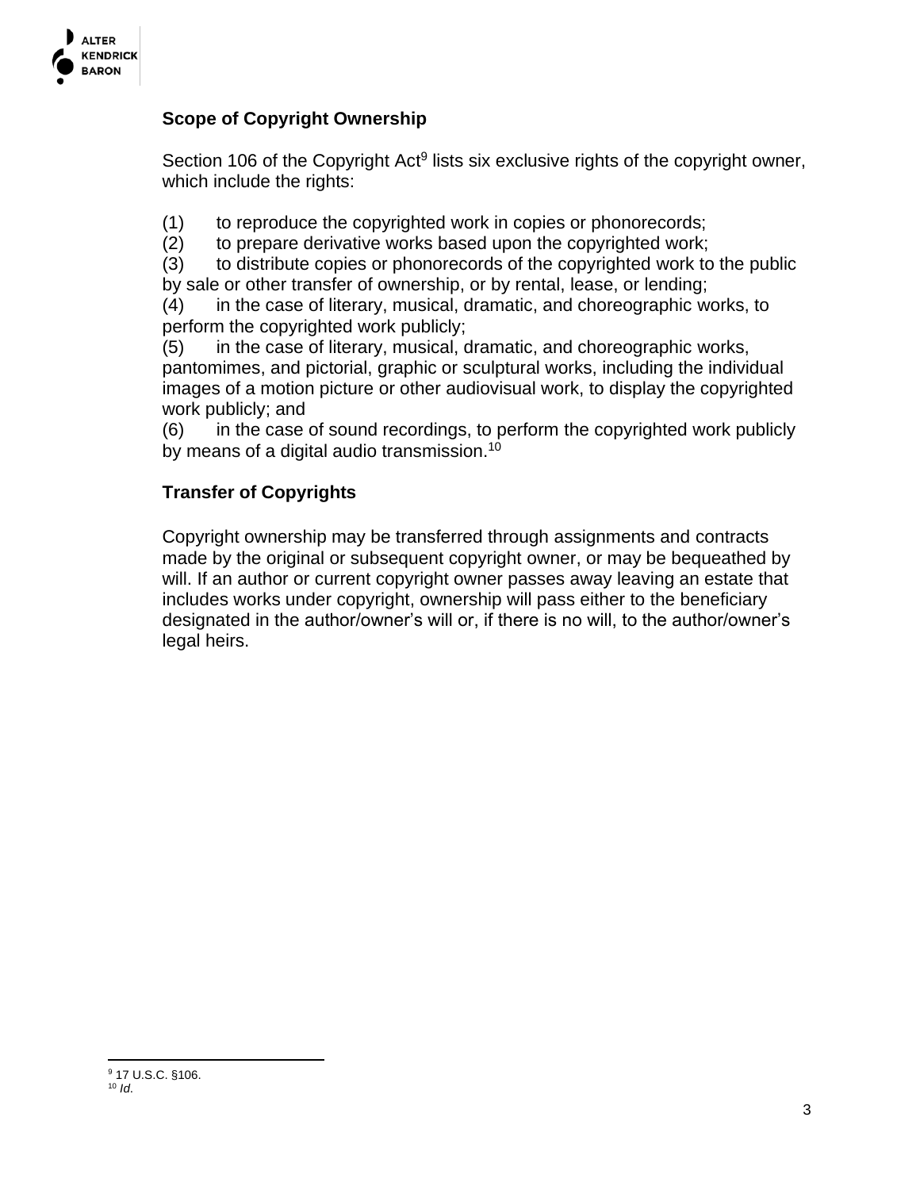## Scope of Copyright Ownership

Section 106 of the Copyright Act[9] lists six exclusive rights of the copyright owner, which include the rights:

(1) to reproduce the copyrighted work in copies or phonorecords;
(2) to prepare derivative works based upon the copyrighted work;
(3) to distribute copies or phonorecords of the copyrighted work to the public by sale or other transfer of ownership, or by rental, lease, or lending;
(4) in the case of literary, musical, dramatic, and choreographic works, to perform the copyrighted work publicly;
(5) in the case of literary, musical, dramatic, and choreographic works, pantomimes, and pictorial, graphic or sculptural works, including the individual images of a motion picture or other audiovisual work, to display the copyrighted work publicly; and
(6) in the case of sound recordings, to perform the copyrighted work publicly by means of a digital audio transmission.[10]

## Transfer of Copyrights

Copyright ownership may be transferred through assignments and contracts made by the original or subsequent copyright owner, or may be bequeathed by will. If an author or current copyright owner passes away leaving an estate that includes works under copyright, ownership will pass either to the beneficiary designated in the author/owner's will or, if there is no will, to the author/owner's legal heirs.

---

[9] 17 U.S.C. §106.
[10] *Id.*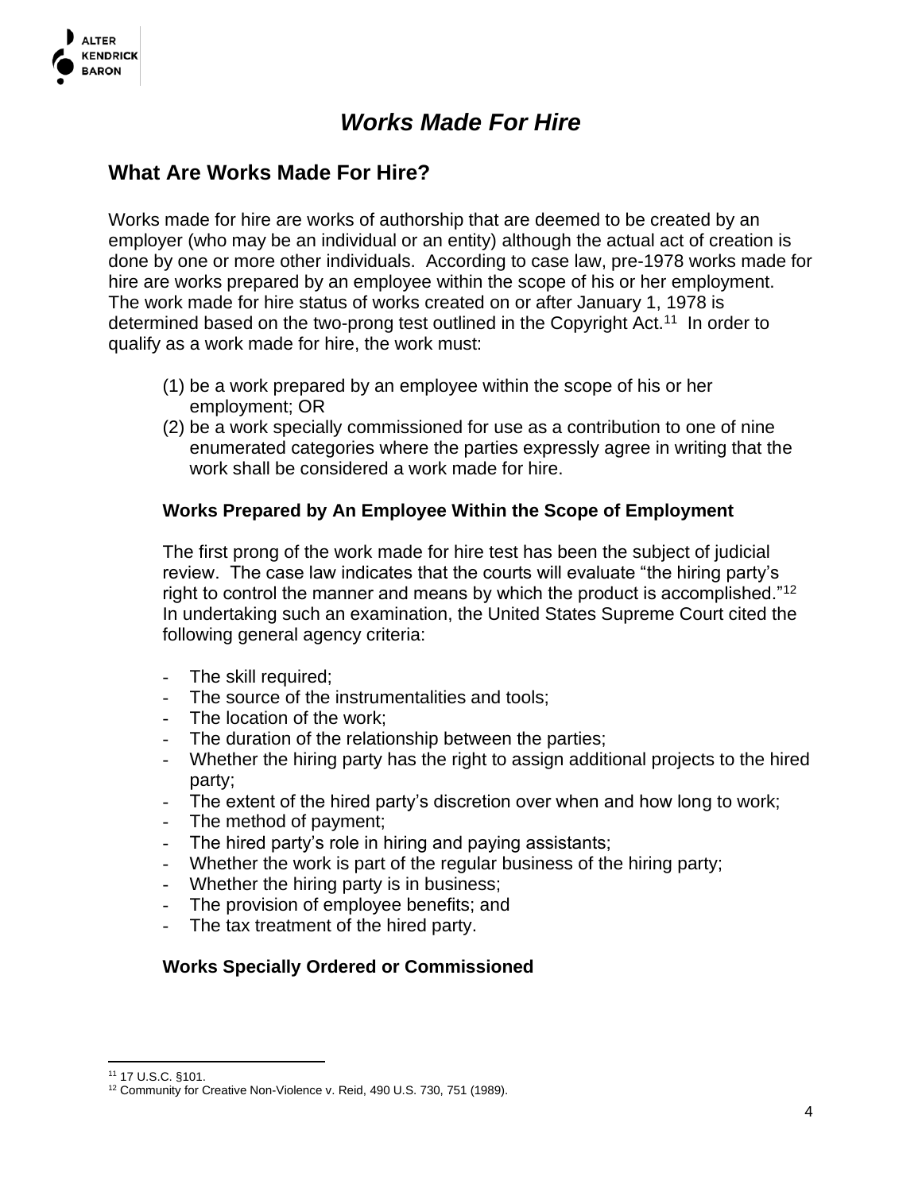# *Works Made For Hire*

## What Are Works Made For Hire?

Works made for hire are works of authorship that are deemed to be created by an employer (who may be an individual or an entity) although the actual act of creation is done by one or more other individuals. According to case law, pre-1978 works made for hire are works prepared by an employee within the scope of his or her employment. The work made for hire status of works created on or after January 1, 1978 is determined based on the two-prong test outlined in the Copyright Act.[11] In order to qualify as a work made for hire, the work must:

(1) be a work prepared by an employee within the scope of his or her employment; OR
(2) be a work specially commissioned for use as a contribution to one of nine enumerated categories where the parties expressly agree in writing that the work shall be considered a work made for hire.

### Works Prepared by An Employee Within the Scope of Employment

The first prong of the work made for hire test has been the subject of judicial review. The case law indicates that the courts will evaluate "the hiring party's right to control the manner and means by which the product is accomplished."[12] In undertaking such an examination, the United States Supreme Court cited the following general agency criteria:

- The skill required;
- The source of the instrumentalities and tools;
- The location of the work;
- The duration of the relationship between the parties;
- Whether the hiring party has the right to assign additional projects to the hired party;
- The extent of the hired party's discretion over when and how long to work;
- The method of payment;
- The hired party's role in hiring and paying assistants;
- Whether the work is part of the regular business of the hiring party;
- Whether the hiring party is in business;
- The provision of employee benefits; and
- The tax treatment of the hired party.

### Works Specially Ordered or Commissioned

---

[11] 17 U.S.C. §101.
[12] Community for Creative Non-Violence v. Reid, 490 U.S. 730, 751 (1989).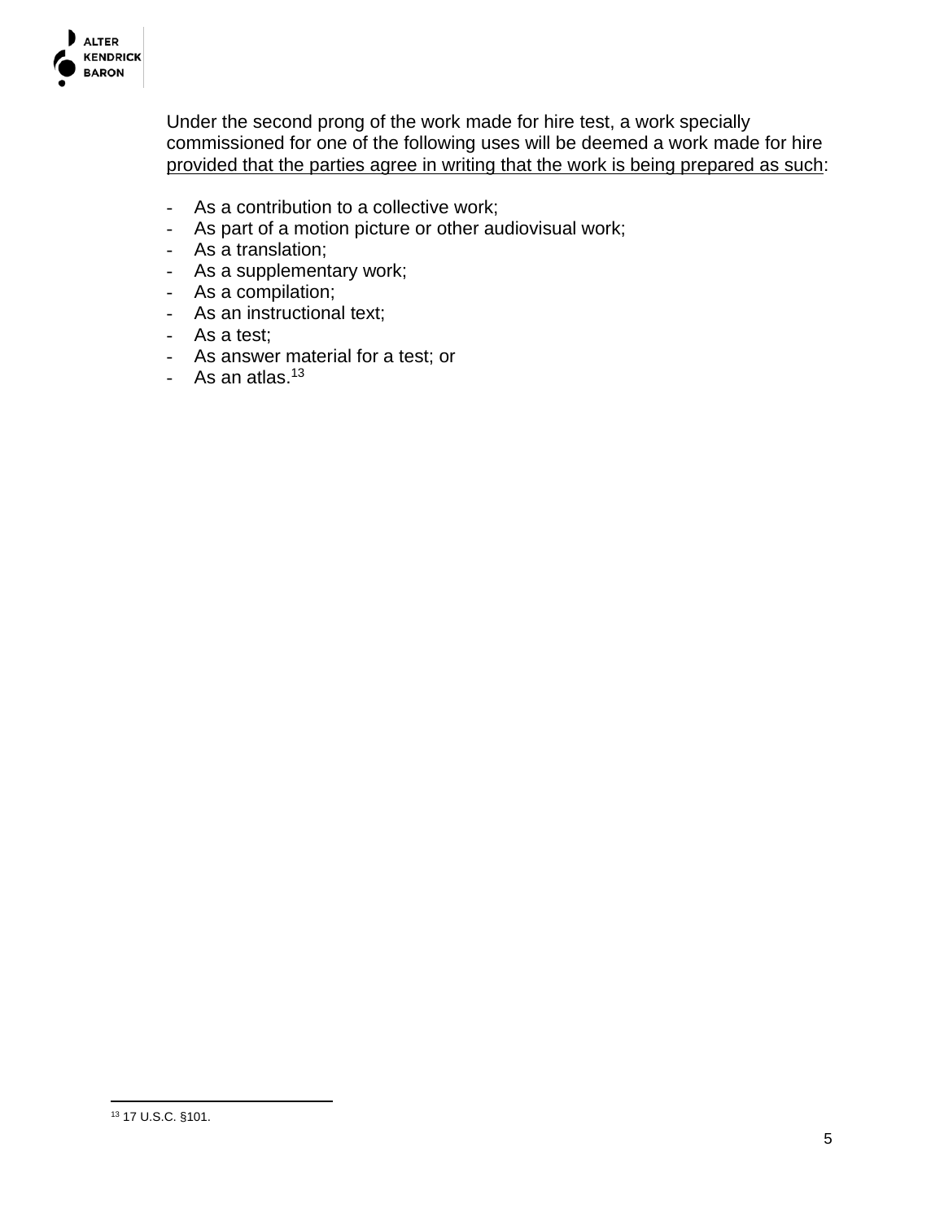Under the second prong of the work made for hire test, a work specially commissioned for one of the following uses will be deemed a work made for hire provided that the parties agree in writing that the work is being prepared as such:

- As a contribution to a collective work;
- As part of a motion picture or other audiovisual work;
- As a translation;
- As a supplementary work;
- As a compilation;
- As an instructional text;
- As a test;
- As answer material for a test; or
- As an atlas.[13]

[13] 17 U.S.C. §101.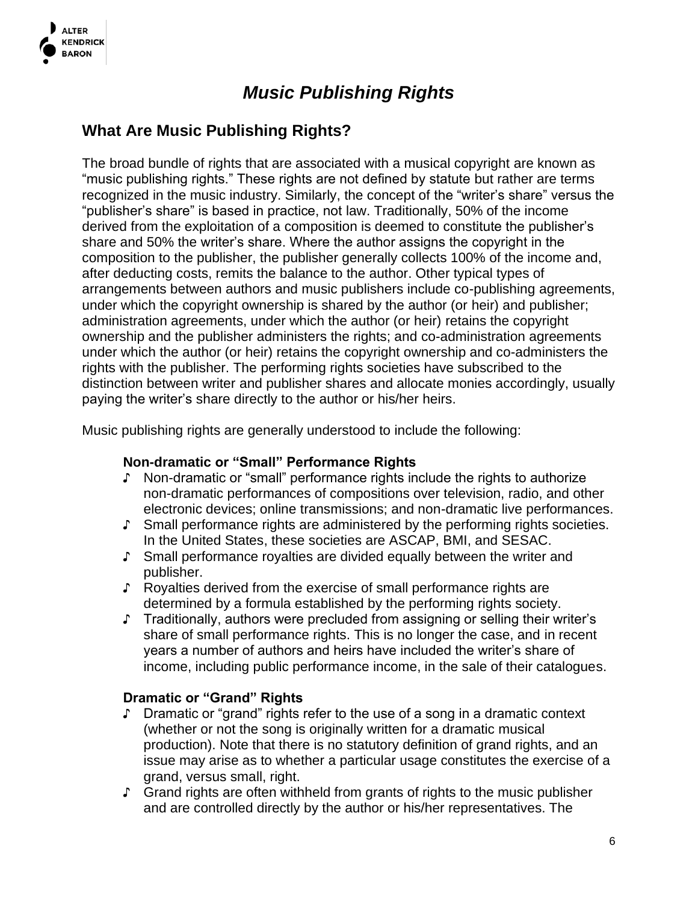# *Music Publishing Rights*

## What Are Music Publishing Rights?

The broad bundle of rights that are associated with a musical copyright are known as "music publishing rights." These rights are not defined by statute but rather are terms recognized in the music industry. Similarly, the concept of the "writer's share" versus the "publisher's share" is based in practice, not law. Traditionally, 50% of the income derived from the exploitation of a composition is deemed to constitute the publisher's share and 50% the writer's share. Where the author assigns the copyright in the composition to the publisher, the publisher generally collects 100% of the income and, after deducting costs, remits the balance to the author. Other typical types of arrangements between authors and music publishers include co-publishing agreements, under which the copyright ownership is shared by the author (or heir) and publisher; administration agreements, under which the author (or heir) retains the copyright ownership and the publisher administers the rights; and co-administration agreements under which the author (or heir) retains the copyright ownership and co-administers the rights with the publisher. The performing rights societies have subscribed to the distinction between writer and publisher shares and allocate monies accordingly, usually paying the writer's share directly to the author or his/her heirs.

Music publishing rights are generally understood to include the following:

### Non-dramatic or "Small" Performance Rights

- Non-dramatic or "small" performance rights include the rights to authorize non-dramatic performances of compositions over television, radio, and other electronic devices; online transmissions; and non-dramatic live performances.
- Small performance rights are administered by the performing rights societies. In the United States, these societies are ASCAP, BMI, and SESAC.
- Small performance royalties are divided equally between the writer and publisher.
- Royalties derived from the exercise of small performance rights are determined by a formula established by the performing rights society.
- Traditionally, authors were precluded from assigning or selling their writer's share of small performance rights. This is no longer the case, and in recent years a number of authors and heirs have included the writer's share of income, including public performance income, in the sale of their catalogues.

### Dramatic or "Grand" Rights

- Dramatic or "grand" rights refer to the use of a song in a dramatic context (whether or not the song is originally written for a dramatic musical production). Note that there is no statutory definition of grand rights, and an issue may arise as to whether a particular usage constitutes the exercise of a grand, versus small, right.
- Grand rights are often withheld from grants of rights to the music publisher and are controlled directly by the author or his/her representatives. The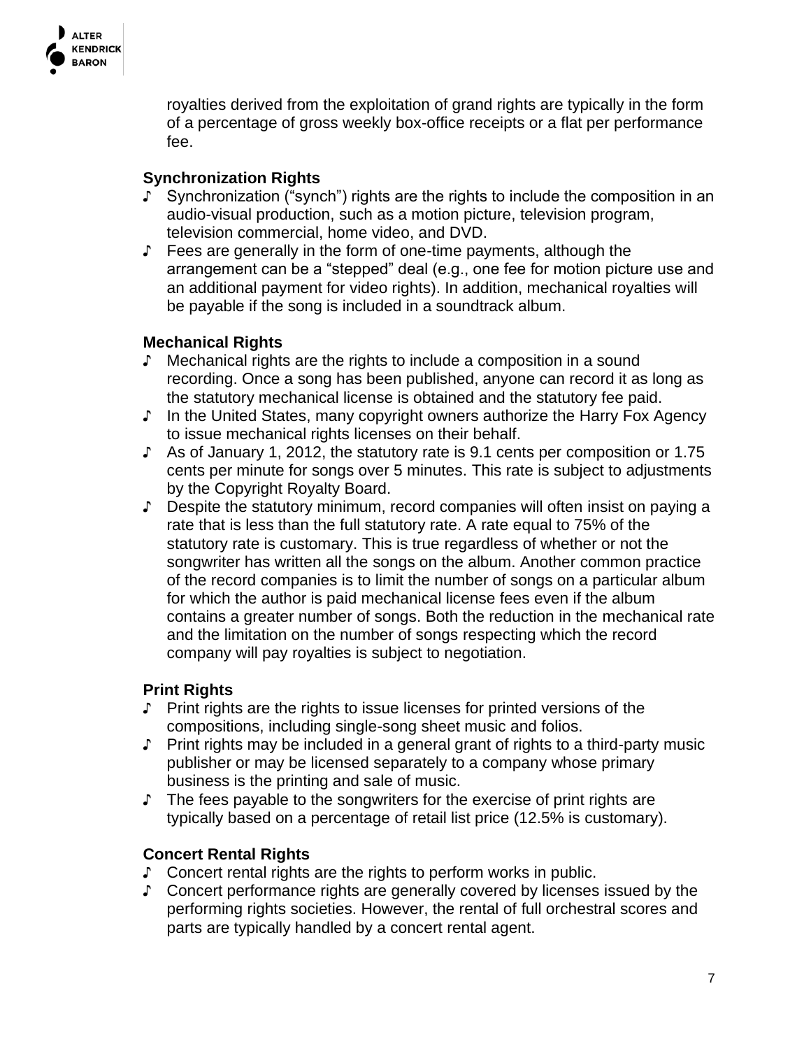royalties derived from the exploitation of grand rights are typically in the form of a percentage of gross weekly box-office receipts or a flat per performance fee.

**Synchronization Rights**

- Synchronization ("synch") rights are the rights to include the composition in an audio-visual production, such as a motion picture, television program, television commercial, home video, and DVD.
- Fees are generally in the form of one-time payments, although the arrangement can be a "stepped" deal (e.g., one fee for motion picture use and an additional payment for video rights). In addition, mechanical royalties will be payable if the song is included in a soundtrack album.

**Mechanical Rights**

- Mechanical rights are the rights to include a composition in a sound recording. Once a song has been published, anyone can record it as long as the statutory mechanical license is obtained and the statutory fee paid.
- In the United States, many copyright owners authorize the Harry Fox Agency to issue mechanical rights licenses on their behalf.
- As of January 1, 2012, the statutory rate is 9.1 cents per composition or 1.75 cents per minute for songs over 5 minutes. This rate is subject to adjustments by the Copyright Royalty Board.
- Despite the statutory minimum, record companies will often insist on paying a rate that is less than the full statutory rate. A rate equal to 75% of the statutory rate is customary. This is true regardless of whether or not the songwriter has written all the songs on the album. Another common practice of the record companies is to limit the number of songs on a particular album for which the author is paid mechanical license fees even if the album contains a greater number of songs. Both the reduction in the mechanical rate and the limitation on the number of songs respecting which the record company will pay royalties is subject to negotiation.

**Print Rights**

- Print rights are the rights to issue licenses for printed versions of the compositions, including single-song sheet music and folios.
- Print rights may be included in a general grant of rights to a third-party music publisher or may be licensed separately to a company whose primary business is the printing and sale of music.
- The fees payable to the songwriters for the exercise of print rights are typically based on a percentage of retail list price (12.5% is customary).

**Concert Rental Rights**

- Concert rental rights are the rights to perform works in public.
- Concert performance rights are generally covered by licenses issued by the performing rights societies. However, the rental of full orchestral scores and parts are typically handled by a concert rental agent.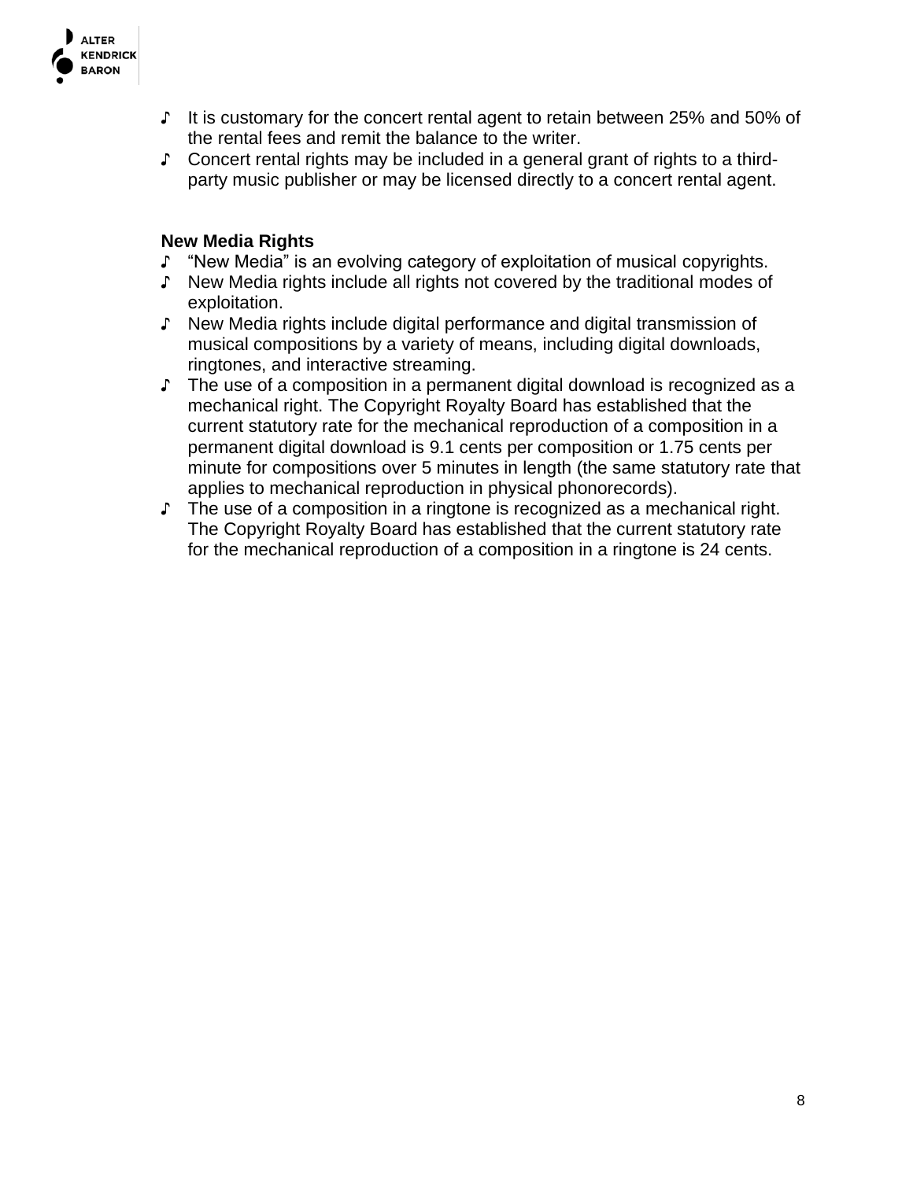- It is customary for the concert rental agent to retain between 25% and 50% of the rental fees and remit the balance to the writer.
- Concert rental rights may be included in a general grant of rights to a third-party music publisher or may be licensed directly to a concert rental agent.

**New Media Rights**

- "New Media" is an evolving category of exploitation of musical copyrights.
- New Media rights include all rights not covered by the traditional modes of exploitation.
- New Media rights include digital performance and digital transmission of musical compositions by a variety of means, including digital downloads, ringtones, and interactive streaming.
- The use of a composition in a permanent digital download is recognized as a mechanical right. The Copyright Royalty Board has established that the current statutory rate for the mechanical reproduction of a composition in a permanent digital download is 9.1 cents per composition or 1.75 cents per minute for compositions over 5 minutes in length (the same statutory rate that applies to mechanical reproduction in physical phonorecords).
- The use of a composition in a ringtone is recognized as a mechanical right. The Copyright Royalty Board has established that the current statutory rate for the mechanical reproduction of a composition in a ringtone is 24 cents.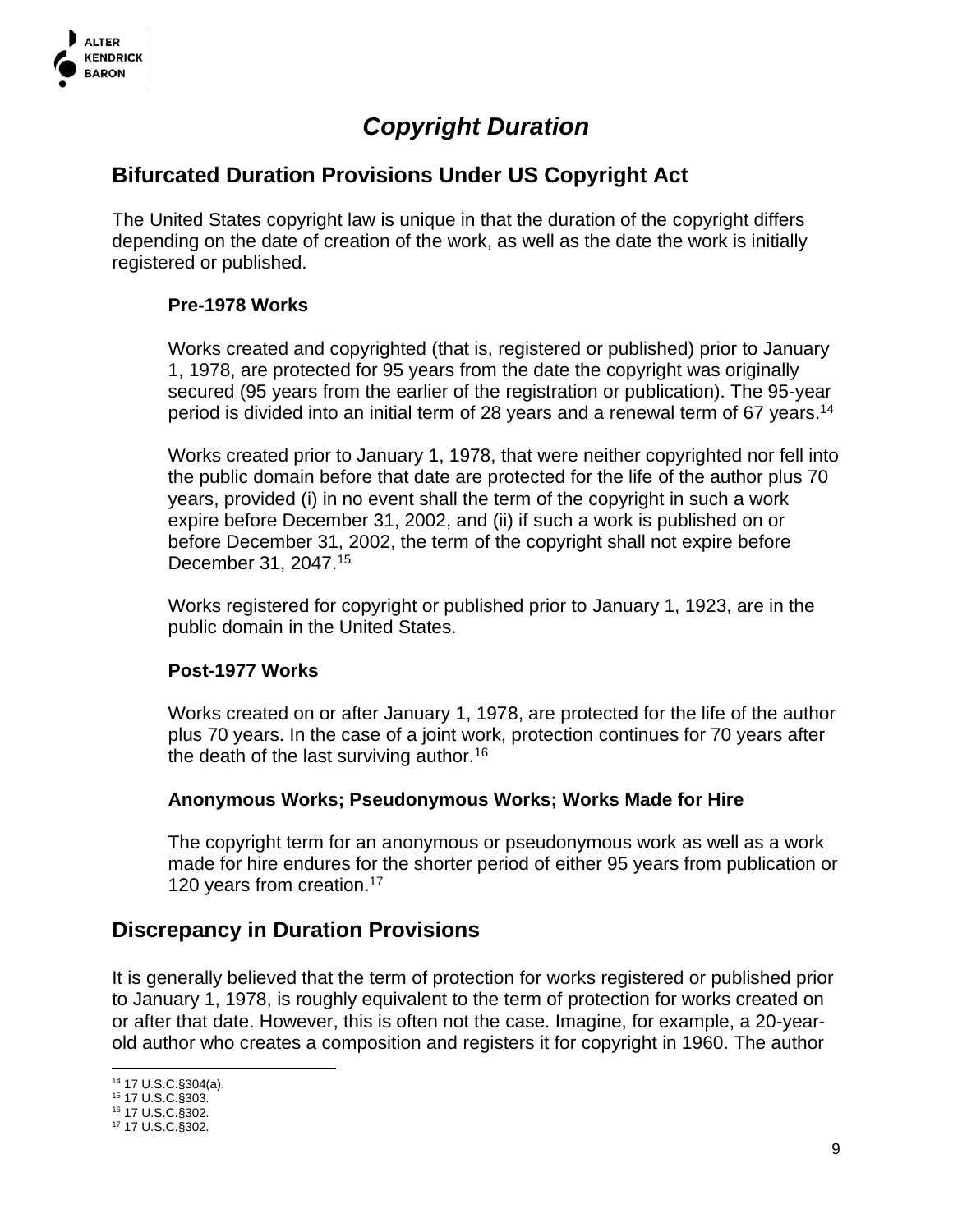# *Copyright Duration*

## Bifurcated Duration Provisions Under US Copyright Act

The United States copyright law is unique in that the duration of the copyright differs depending on the date of creation of the work, as well as the date the work is initially registered or published.

### Pre-1978 Works

Works created and copyrighted (that is, registered or published) prior to January 1, 1978, are protected for 95 years from the date the copyright was originally secured (95 years from the earlier of the registration or publication). The 95-year period is divided into an initial term of 28 years and a renewal term of 67 years.[14]

Works created prior to January 1, 1978, that were neither copyrighted nor fell into the public domain before that date are protected for the life of the author plus 70 years, provided (i) in no event shall the term of the copyright in such a work expire before December 31, 2002, and (ii) if such a work is published on or before December 31, 2002, the term of the copyright shall not expire before December 31, 2047.[15]

Works registered for copyright or published prior to January 1, 1923, are in the public domain in the United States.

### Post-1977 Works

Works created on or after January 1, 1978, are protected for the life of the author plus 70 years. In the case of a joint work, protection continues for 70 years after the death of the last surviving author.[16]

### Anonymous Works; Pseudonymous Works; Works Made for Hire

The copyright term for an anonymous or pseudonymous work as well as a work made for hire endures for the shorter period of either 95 years from publication or 120 years from creation.[17]

## Discrepancy in Duration Provisions

It is generally believed that the term of protection for works registered or published prior to January 1, 1978, is roughly equivalent to the term of protection for works created on or after that date. However, this is often not the case. Imagine, for example, a 20-year-old author who creates a composition and registers it for copyright in 1960. The author

[14] 17 U.S.C.§304(a).
[15] 17 U.S.C.§303.
[16] 17 U.S.C.§302.
[17] 17 U.S.C.§302.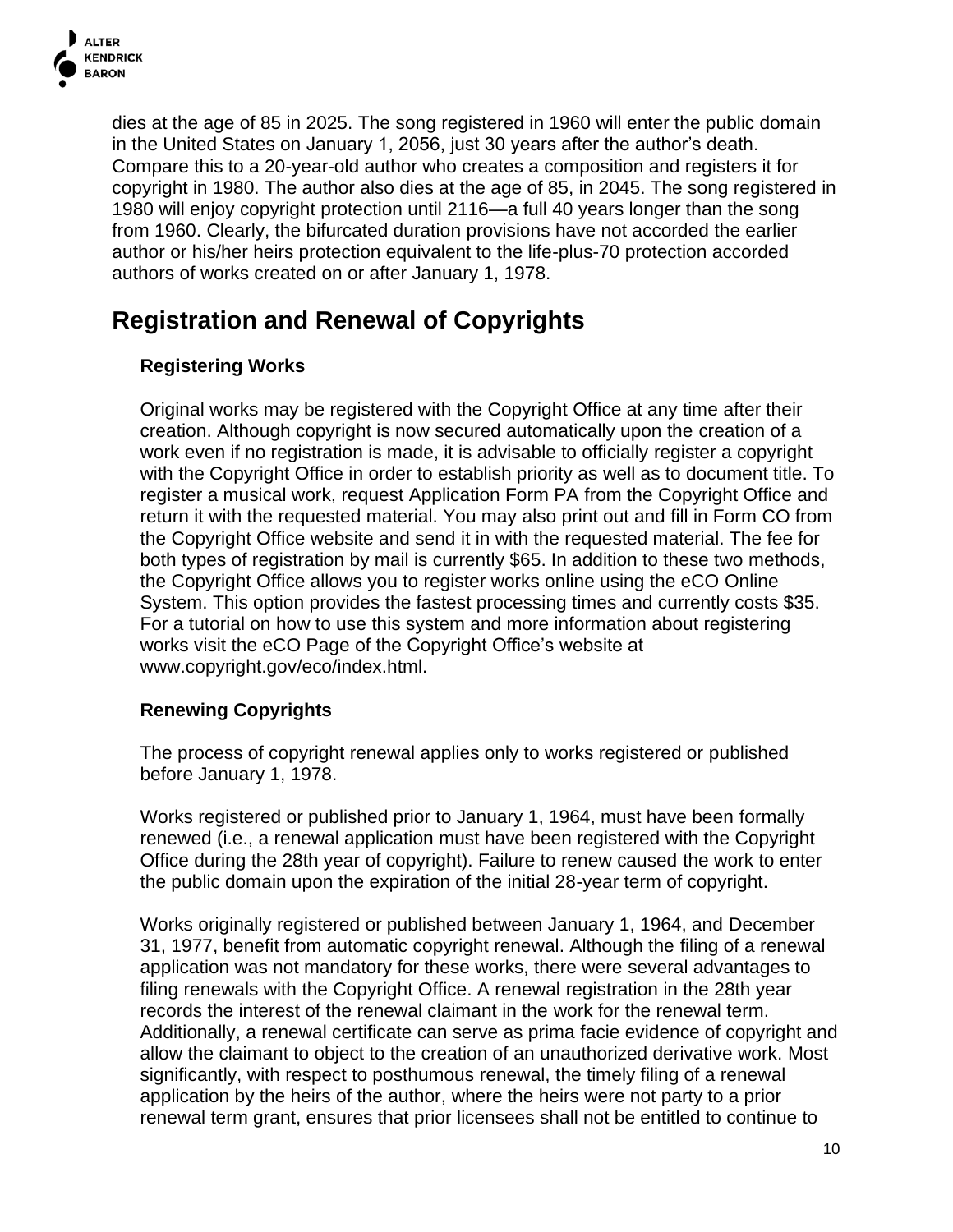dies at the age of 85 in 2025. The song registered in 1960 will enter the public domain in the United States on January 1, 2056, just 30 years after the author's death. Compare this to a 20-year-old author who creates a composition and registers it for copyright in 1980. The author also dies at the age of 85, in 2045. The song registered in 1980 will enjoy copyright protection until 2116—a full 40 years longer than the song from 1960. Clearly, the bifurcated duration provisions have not accorded the earlier author or his/her heirs protection equivalent to the life-plus-70 protection accorded authors of works created on or after January 1, 1978.

## Registration and Renewal of Copyrights

### Registering Works

Original works may be registered with the Copyright Office at any time after their creation. Although copyright is now secured automatically upon the creation of a work even if no registration is made, it is advisable to officially register a copyright with the Copyright Office in order to establish priority as well as to document title. To register a musical work, request Application Form PA from the Copyright Office and return it with the requested material. You may also print out and fill in Form CO from the Copyright Office website and send it in with the requested material. The fee for both types of registration by mail is currently $65. In addition to these two methods, the Copyright Office allows you to register works online using the eCO Online System. This option provides the fastest processing times and currently costs $35. For a tutorial on how to use this system and more information about registering works visit the eCO Page of the Copyright Office's website at www.copyright.gov/eco/index.html.

### Renewing Copyrights

The process of copyright renewal applies only to works registered or published before January 1, 1978.

Works registered or published prior to January 1, 1964, must have been formally renewed (i.e., a renewal application must have been registered with the Copyright Office during the 28th year of copyright). Failure to renew caused the work to enter the public domain upon the expiration of the initial 28-year term of copyright.

Works originally registered or published between January 1, 1964, and December 31, 1977, benefit from automatic copyright renewal. Although the filing of a renewal application was not mandatory for these works, there were several advantages to filing renewals with the Copyright Office. A renewal registration in the 28th year records the interest of the renewal claimant in the work for the renewal term. Additionally, a renewal certificate can serve as prima facie evidence of copyright and allow the claimant to object to the creation of an unauthorized derivative work. Most significantly, with respect to posthumous renewal, the timely filing of a renewal application by the heirs of the author, where the heirs were not party to a prior renewal term grant, ensures that prior licensees shall not be entitled to continue to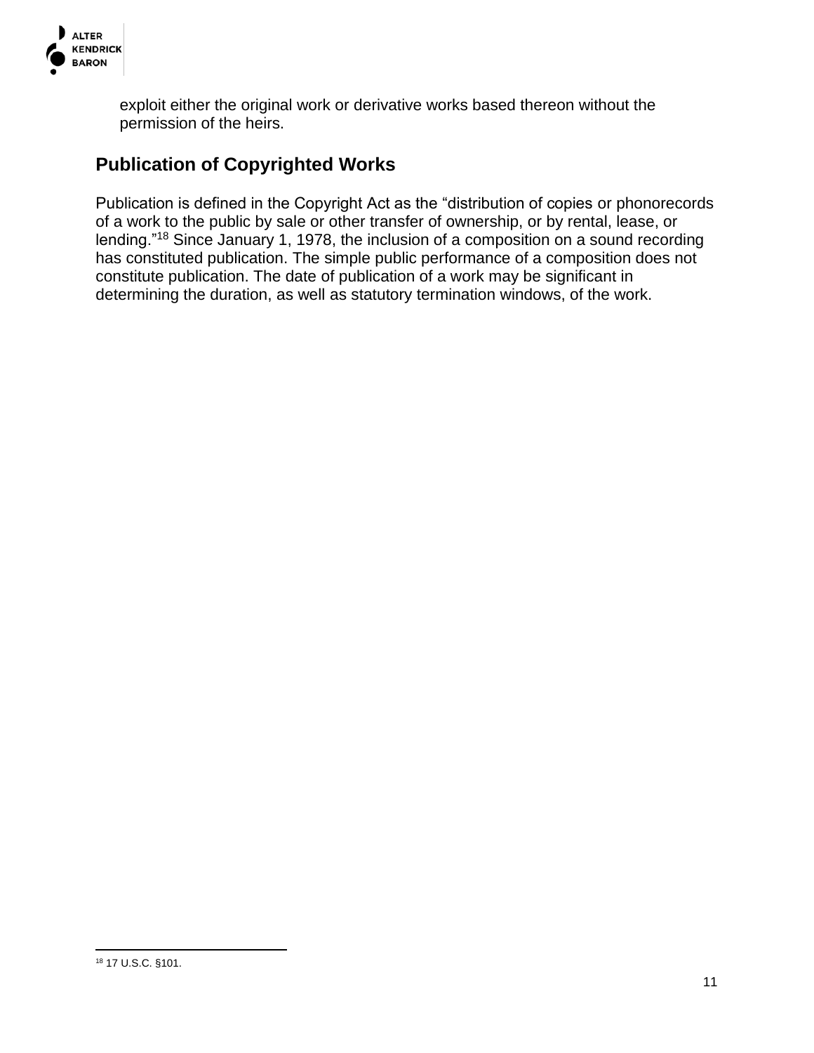exploit either the original work or derivative works based thereon without the permission of the heirs.

## Publication of Copyrighted Works

Publication is defined in the Copyright Act as the "distribution of copies or phonorecords of a work to the public by sale or other transfer of ownership, or by rental, lease, or lending."[18] Since January 1, 1978, the inclusion of a composition on a sound recording has constituted publication. The simple public performance of a composition does not constitute publication. The date of publication of a work may be significant in determining the duration, as well as statutory termination windows, of the work.

[18] 17 U.S.C. §101.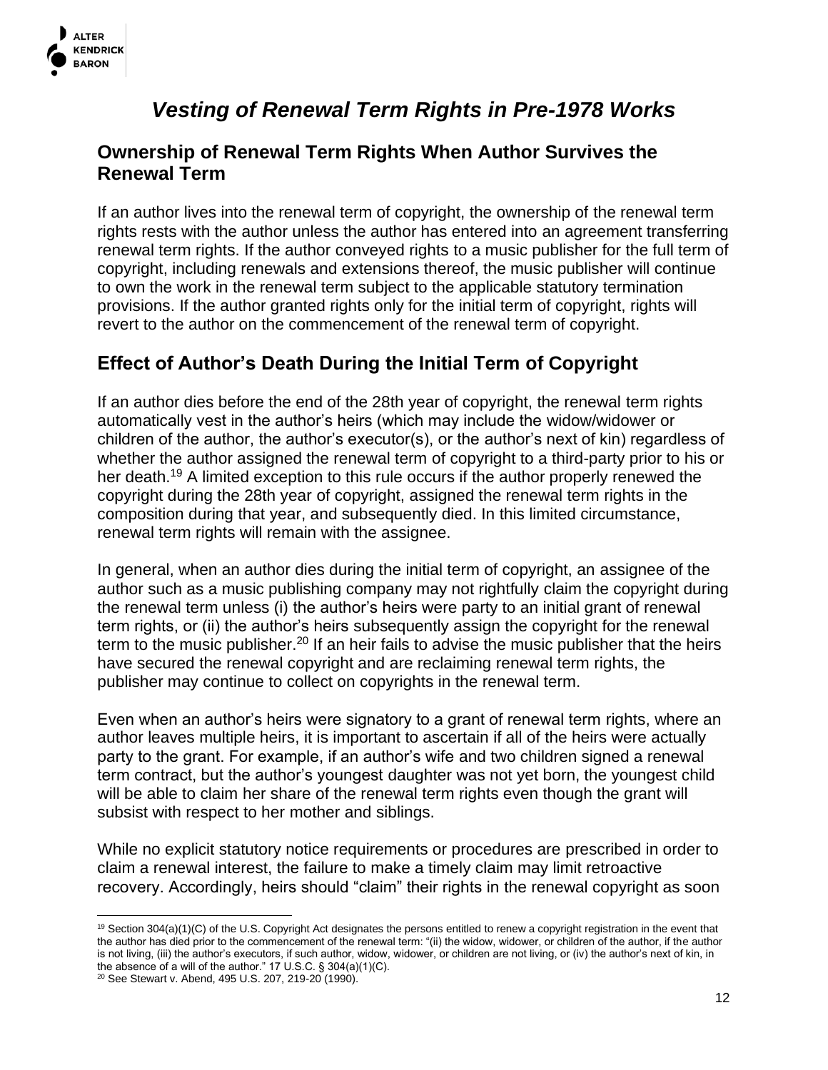# *Vesting of Renewal Term Rights in Pre-1978 Works*

## Ownership of Renewal Term Rights When Author Survives the Renewal Term

If an author lives into the renewal term of copyright, the ownership of the renewal term rights rests with the author unless the author has entered into an agreement transferring renewal term rights. If the author conveyed rights to a music publisher for the full term of copyright, including renewals and extensions thereof, the music publisher will continue to own the work in the renewal term subject to the applicable statutory termination provisions. If the author granted rights only for the initial term of copyright, rights will revert to the author on the commencement of the renewal term of copyright.

## Effect of Author's Death During the Initial Term of Copyright

If an author dies before the end of the 28th year of copyright, the renewal term rights automatically vest in the author's heirs (which may include the widow/widower or children of the author, the author's executor(s), or the author's next of kin) regardless of whether the author assigned the renewal term of copyright to a third-party prior to his or her death.[19] A limited exception to this rule occurs if the author properly renewed the copyright during the 28th year of copyright, assigned the renewal term rights in the composition during that year, and subsequently died. In this limited circumstance, renewal term rights will remain with the assignee.

In general, when an author dies during the initial term of copyright, an assignee of the author such as a music publishing company may not rightfully claim the copyright during the renewal term unless (i) the author's heirs were party to an initial grant of renewal term rights, or (ii) the author's heirs subsequently assign the copyright for the renewal term to the music publisher.[20] If an heir fails to advise the music publisher that the heirs have secured the renewal copyright and are reclaiming renewal term rights, the publisher may continue to collect on copyrights in the renewal term.

Even when an author's heirs were signatory to a grant of renewal term rights, where an author leaves multiple heirs, it is important to ascertain if all of the heirs were actually party to the grant. For example, if an author's wife and two children signed a renewal term contract, but the author's youngest daughter was not yet born, the youngest child will be able to claim her share of the renewal term rights even though the grant will subsist with respect to her mother and siblings.

While no explicit statutory notice requirements or procedures are prescribed in order to claim a renewal interest, the failure to make a timely claim may limit retroactive recovery. Accordingly, heirs should "claim" their rights in the renewal copyright as soon

---

[19] Section 304(a)(1)(C) of the U.S. Copyright Act designates the persons entitled to renew a copyright registration in the event that the author has died prior to the commencement of the renewal term: "(ii) the widow, widower, or children of the author, if the author is not living, (iii) the author's executors, if such author, widow, widower, or children are not living, or (iv) the author's next of kin, in the absence of a will of the author." 17 U.S.C. § 304(a)(1)(C).

[20] See Stewart v. Abend, 495 U.S. 207, 219-20 (1990).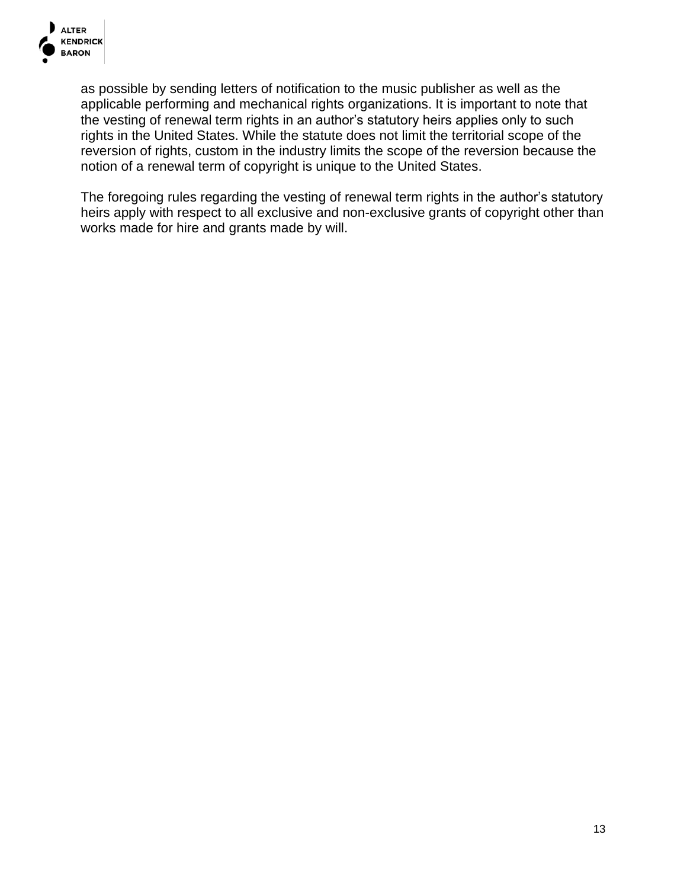as possible by sending letters of notification to the music publisher as well as the applicable performing and mechanical rights organizations. It is important to note that the vesting of renewal term rights in an author's statutory heirs applies only to such rights in the United States. While the statute does not limit the territorial scope of the reversion of rights, custom in the industry limits the scope of the reversion because the notion of a renewal term of copyright is unique to the United States.

The foregoing rules regarding the vesting of renewal term rights in the author's statutory heirs apply with respect to all exclusive and non-exclusive grants of copyright other than works made for hire and grants made by will.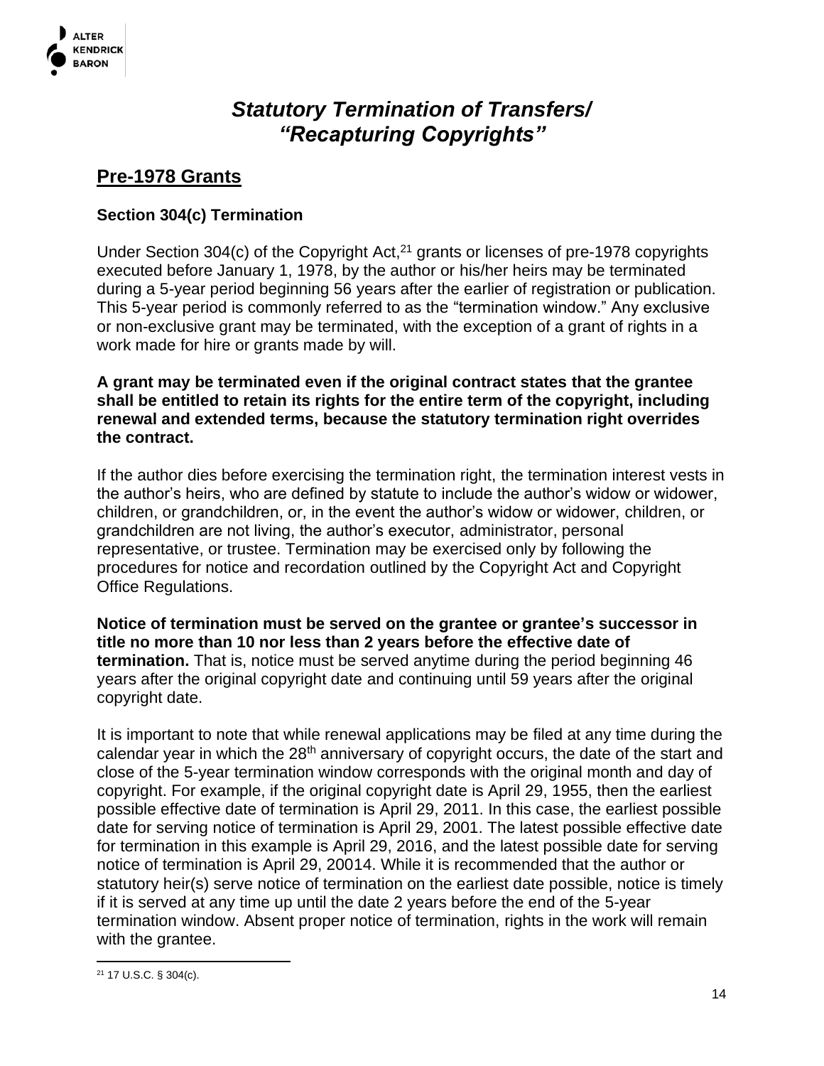# *Statutory Termination of Transfers/ "Recapturing Copyrights"*

## Pre-1978 Grants

### Section 304(c) Termination

Under Section 304(c) of the Copyright Act,[21] grants or licenses of pre-1978 copyrights executed before January 1, 1978, by the author or his/her heirs may be terminated during a 5-year period beginning 56 years after the earlier of registration or publication. This 5-year period is commonly referred to as the "termination window." Any exclusive or non-exclusive grant may be terminated, with the exception of a grant of rights in a work made for hire or grants made by will.

**A grant may be terminated even if the original contract states that the grantee shall be entitled to retain its rights for the entire term of the copyright, including renewal and extended terms, because the statutory termination right overrides the contract.**

If the author dies before exercising the termination right, the termination interest vests in the author's heirs, who are defined by statute to include the author's widow or widower, children, or grandchildren, or, in the event the author's widow or widower, children, or grandchildren are not living, the author's executor, administrator, personal representative, or trustee. Termination may be exercised only by following the procedures for notice and recordation outlined by the Copyright Act and Copyright Office Regulations.

**Notice of termination must be served on the grantee or grantee's successor in title no more than 10 nor less than 2 years before the effective date of termination.** That is, notice must be served anytime during the period beginning 46 years after the original copyright date and continuing until 59 years after the original copyright date.

It is important to note that while renewal applications may be filed at any time during the calendar year in which the 28th anniversary of copyright occurs, the date of the start and close of the 5-year termination window corresponds with the original month and day of copyright. For example, if the original copyright date is April 29, 1955, then the earliest possible effective date of termination is April 29, 2011. In this case, the earliest possible date for serving notice of termination is April 29, 2001. The latest possible effective date for termination in this example is April 29, 2016, and the latest possible date for serving notice of termination is April 29, 20014. While it is recommended that the author or statutory heir(s) serve notice of termination on the earliest date possible, notice is timely if it is served at any time up until the date 2 years before the end of the 5-year termination window. Absent proper notice of termination, rights in the work will remain with the grantee.

---

[21] 17 U.S.C. § 304(c).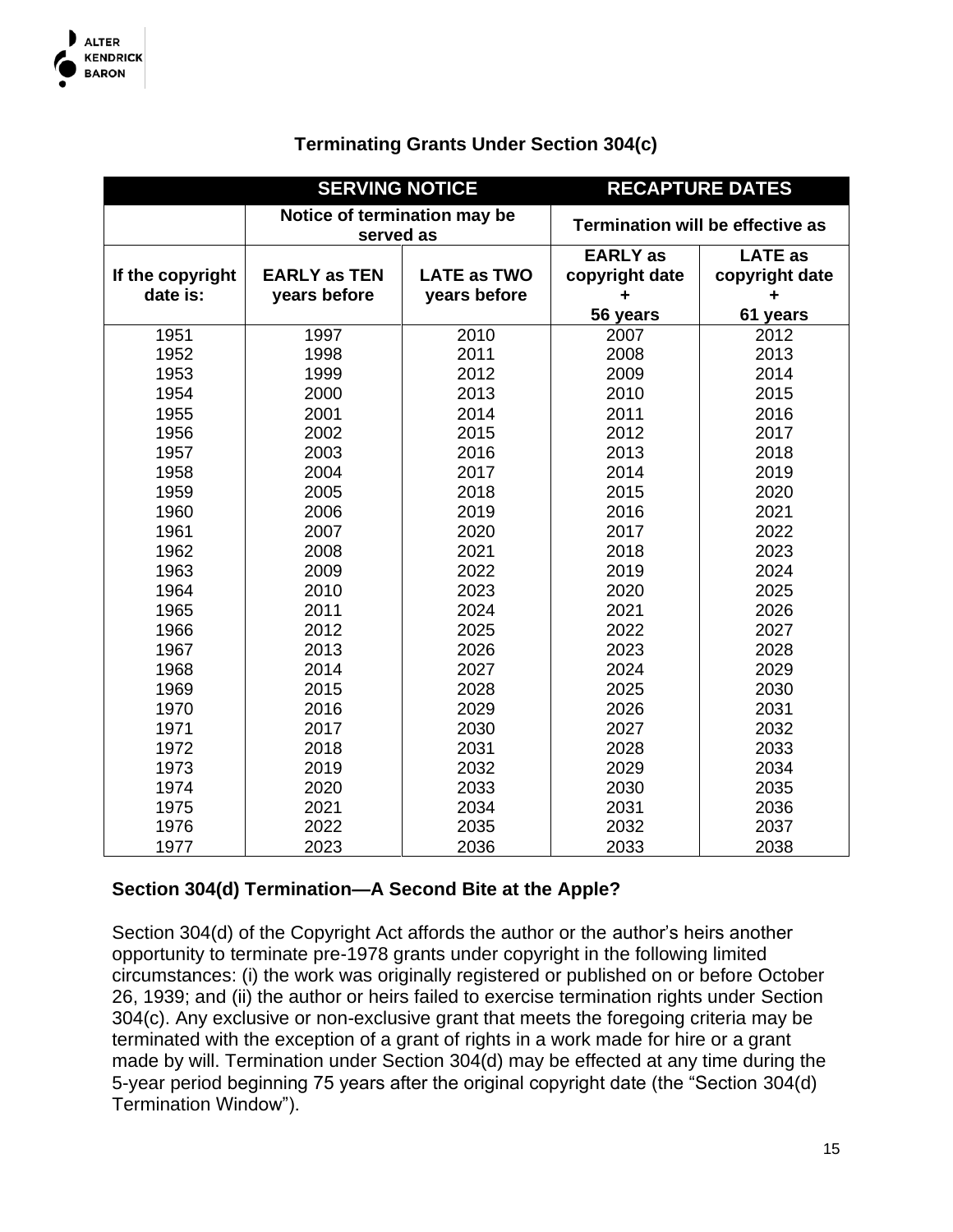## Terminating Grants Under Section 304(c)

| | SERVING NOTICE | | RECAPTURE DATES | |
|---|---|---|---|---|
| | Notice of termination may be served as | | Termination will be effective as | |
| If the copyright date is: | EARLY as TEN years before | LATE as TWO years before | EARLY as copyright date + 56 years | LATE as copyright date + 61 years |
| 1951 | 1997 | 2010 | 2007 | 2012 |
| 1952 | 1998 | 2011 | 2008 | 2013 |
| 1953 | 1999 | 2012 | 2009 | 2014 |
| 1954 | 2000 | 2013 | 2010 | 2015 |
| 1955 | 2001 | 2014 | 2011 | 2016 |
| 1956 | 2002 | 2015 | 2012 | 2017 |
| 1957 | 2003 | 2016 | 2013 | 2018 |
| 1958 | 2004 | 2017 | 2014 | 2019 |
| 1959 | 2005 | 2018 | 2015 | 2020 |
| 1960 | 2006 | 2019 | 2016 | 2021 |
| 1961 | 2007 | 2020 | 2017 | 2022 |
| 1962 | 2008 | 2021 | 2018 | 2023 |
| 1963 | 2009 | 2022 | 2019 | 2024 |
| 1964 | 2010 | 2023 | 2020 | 2025 |
| 1965 | 2011 | 2024 | 2021 | 2026 |
| 1966 | 2012 | 2025 | 2022 | 2027 |
| 1967 | 2013 | 2026 | 2023 | 2028 |
| 1968 | 2014 | 2027 | 2024 | 2029 |
| 1969 | 2015 | 2028 | 2025 | 2030 |
| 1970 | 2016 | 2029 | 2026 | 2031 |
| 1971 | 2017 | 2030 | 2027 | 2032 |
| 1972 | 2018 | 2031 | 2028 | 2033 |
| 1973 | 2019 | 2032 | 2029 | 2034 |
| 1974 | 2020 | 2033 | 2030 | 2035 |
| 1975 | 2021 | 2034 | 2031 | 2036 |
| 1976 | 2022 | 2035 | 2032 | 2037 |
| 1977 | 2023 | 2036 | 2033 | 2038 |

### Section 304(d) Termination—A Second Bite at the Apple?

Section 304(d) of the Copyright Act affords the author or the author's heirs another opportunity to terminate pre-1978 grants under copyright in the following limited circumstances: (i) the work was originally registered or published on or before October 26, 1939; and (ii) the author or heirs failed to exercise termination rights under Section 304(c). Any exclusive or non-exclusive grant that meets the foregoing criteria may be terminated with the exception of a grant of rights in a work made for hire or a grant made by will. Termination under Section 304(d) may be effected at any time during the 5-year period beginning 75 years after the original copyright date (the "Section 304(d) Termination Window").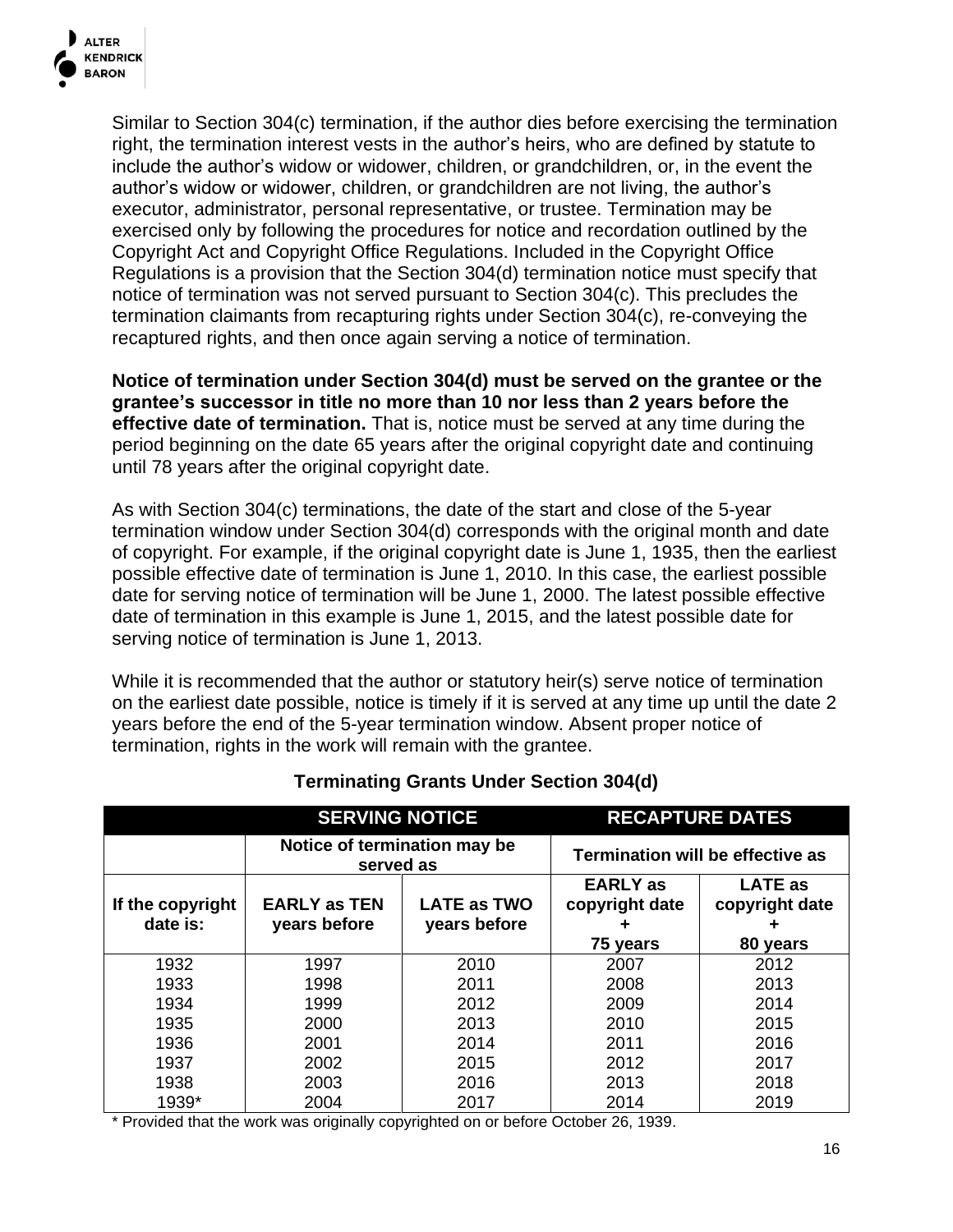Similar to Section 304(c) termination, if the author dies before exercising the termination right, the termination interest vests in the author's heirs, who are defined by statute to include the author's widow or widower, children, or grandchildren, or, in the event the author's widow or widower, children, or grandchildren are not living, the author's executor, administrator, personal representative, or trustee. Termination may be exercised only by following the procedures for notice and recordation outlined by the Copyright Act and Copyright Office Regulations. Included in the Copyright Office Regulations is a provision that the Section 304(d) termination notice must specify that notice of termination was not served pursuant to Section 304(c). This precludes the termination claimants from recapturing rights under Section 304(c), re-conveying the recaptured rights, and then once again serving a notice of termination.

**Notice of termination under Section 304(d) must be served on the grantee or the grantee's successor in title no more than 10 nor less than 2 years before the effective date of termination.** That is, notice must be served at any time during the period beginning on the date 65 years after the original copyright date and continuing until 78 years after the original copyright date.

As with Section 304(c) terminations, the date of the start and close of the 5-year termination window under Section 304(d) corresponds with the original month and date of copyright. For example, if the original copyright date is June 1, 1935, then the earliest possible effective date of termination is June 1, 2010. In this case, the earliest possible date for serving notice of termination will be June 1, 2000. The latest possible effective date of termination in this example is June 1, 2015, and the latest possible date for serving notice of termination is June 1, 2013.

While it is recommended that the author or statutory heir(s) serve notice of termination on the earliest date possible, notice is timely if it is served at any time up until the date 2 years before the end of the 5-year termination window. Absent proper notice of termination, rights in the work will remain with the grantee.

### Terminating Grants Under Section 304(d)

| | SERVING NOTICE | | RECAPTURE DATES | |
|---|---|---|---|---|
| | Notice of termination may be served as | | Termination will be effective as | |
| If the copyright date is: | EARLY as TEN years before | LATE as TWO years before | EARLY as copyright date + 75 years | LATE as copyright date + 80 years |
| 1932 | 1997 | 2010 | 2007 | 2012 |
| 1933 | 1998 | 2011 | 2008 | 2013 |
| 1934 | 1999 | 2012 | 2009 | 2014 |
| 1935 | 2000 | 2013 | 2010 | 2015 |
| 1936 | 2001 | 2014 | 2011 | 2016 |
| 1937 | 2002 | 2015 | 2012 | 2017 |
| 1938 | 2003 | 2016 | 2013 | 2018 |
| 1939* | 2004 | 2017 | 2014 | 2019 |

\* Provided that the work was originally copyrighted on or before October 26, 1939.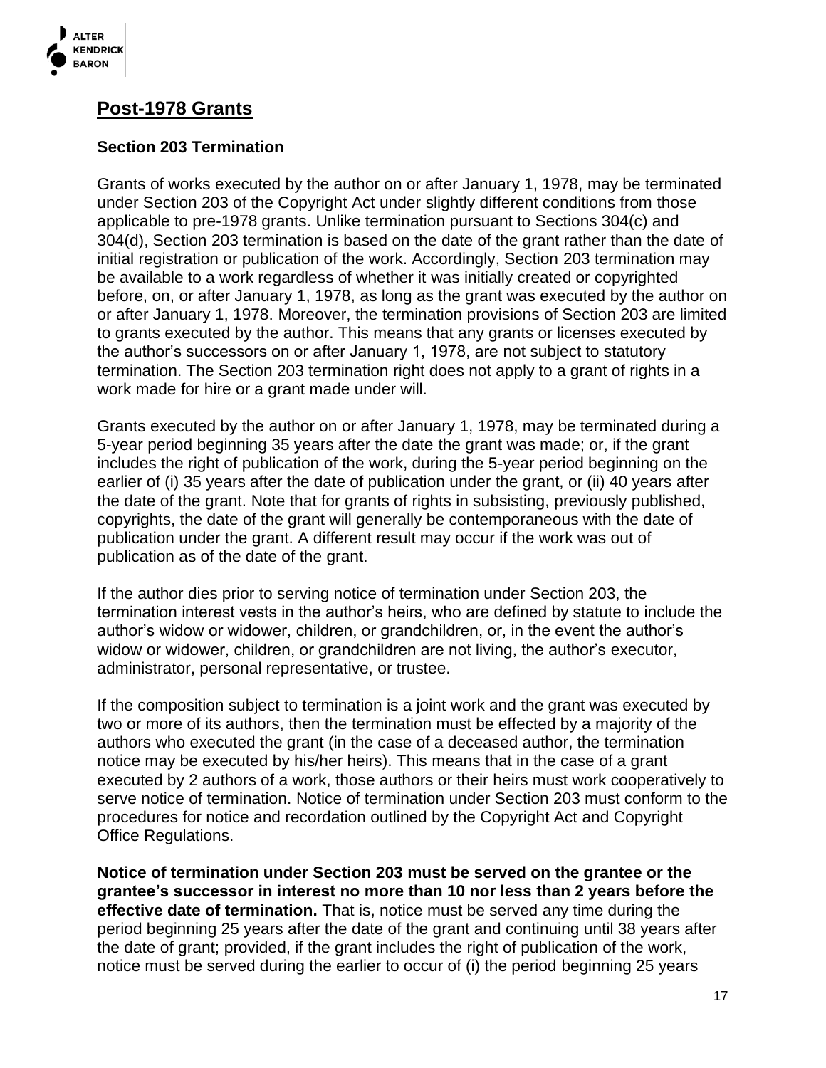## Post-1978 Grants

### Section 203 Termination

Grants of works executed by the author on or after January 1, 1978, may be terminated under Section 203 of the Copyright Act under slightly different conditions from those applicable to pre-1978 grants. Unlike termination pursuant to Sections 304(c) and 304(d), Section 203 termination is based on the date of the grant rather than the date of initial registration or publication of the work. Accordingly, Section 203 termination may be available to a work regardless of whether it was initially created or copyrighted before, on, or after January 1, 1978, as long as the grant was executed by the author on or after January 1, 1978. Moreover, the termination provisions of Section 203 are limited to grants executed by the author. This means that any grants or licenses executed by the author's successors on or after January 1, 1978, are not subject to statutory termination. The Section 203 termination right does not apply to a grant of rights in a work made for hire or a grant made under will.

Grants executed by the author on or after January 1, 1978, may be terminated during a 5-year period beginning 35 years after the date the grant was made; or, if the grant includes the right of publication of the work, during the 5-year period beginning on the earlier of (i) 35 years after the date of publication under the grant, or (ii) 40 years after the date of the grant. Note that for grants of rights in subsisting, previously published, copyrights, the date of the grant will generally be contemporaneous with the date of publication under the grant. A different result may occur if the work was out of publication as of the date of the grant.

If the author dies prior to serving notice of termination under Section 203, the termination interest vests in the author's heirs, who are defined by statute to include the author's widow or widower, children, or grandchildren, or, in the event the author's widow or widower, children, or grandchildren are not living, the author's executor, administrator, personal representative, or trustee.

If the composition subject to termination is a joint work and the grant was executed by two or more of its authors, then the termination must be effected by a majority of the authors who executed the grant (in the case of a deceased author, the termination notice may be executed by his/her heirs). This means that in the case of a grant executed by 2 authors of a work, those authors or their heirs must work cooperatively to serve notice of termination. Notice of termination under Section 203 must conform to the procedures for notice and recordation outlined by the Copyright Act and Copyright Office Regulations.

**Notice of termination under Section 203 must be served on the grantee or the grantee's successor in interest no more than 10 nor less than 2 years before the effective date of termination.** That is, notice must be served any time during the period beginning 25 years after the date of the grant and continuing until 38 years after the date of grant; provided, if the grant includes the right of publication of the work, notice must be served during the earlier to occur of (i) the period beginning 25 years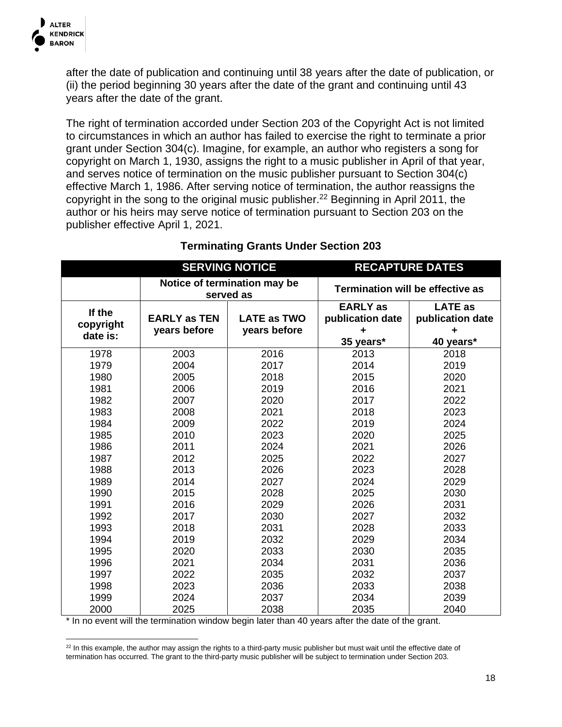after the date of publication and continuing until 38 years after the date of publication, or (ii) the period beginning 30 years after the date of the grant and continuing until 43 years after the date of the grant.

The right of termination accorded under Section 203 of the Copyright Act is not limited to circumstances in which an author has failed to exercise the right to terminate a prior grant under Section 304(c). Imagine, for example, an author who registers a song for copyright on March 1, 1930, assigns the right to a music publisher in April of that year, and serves notice of termination on the music publisher pursuant to Section 304(c) effective March 1, 1986. After serving notice of termination, the author reassigns the copyright in the song to the original music publisher.[22] Beginning in April 2011, the author or his heirs may serve notice of termination pursuant to Section 203 on the publisher effective April 1, 2021.

**Terminating Grants Under Section 203**

| | SERVING NOTICE | | RECAPTURE DATES | |
|---|---|---|---|---|
| | Notice of termination may be served as | | Termination will be effective as | |
| **If the copyright date is:** | **EARLY as TEN years before** | **LATE as TWO years before** | **EARLY as publication date + 35 years*** | **LATE as publication date + 40 years*** |
| 1978 | 2003 | 2016 | 2013 | 2018 |
| 1979 | 2004 | 2017 | 2014 | 2019 |
| 1980 | 2005 | 2018 | 2015 | 2020 |
| 1981 | 2006 | 2019 | 2016 | 2021 |
| 1982 | 2007 | 2020 | 2017 | 2022 |
| 1983 | 2008 | 2021 | 2018 | 2023 |
| 1984 | 2009 | 2022 | 2019 | 2024 |
| 1985 | 2010 | 2023 | 2020 | 2025 |
| 1986 | 2011 | 2024 | 2021 | 2026 |
| 1987 | 2012 | 2025 | 2022 | 2027 |
| 1988 | 2013 | 2026 | 2023 | 2028 |
| 1989 | 2014 | 2027 | 2024 | 2029 |
| 1990 | 2015 | 2028 | 2025 | 2030 |
| 1991 | 2016 | 2029 | 2026 | 2031 |
| 1992 | 2017 | 2030 | 2027 | 2032 |
| 1993 | 2018 | 2031 | 2028 | 2033 |
| 1994 | 2019 | 2032 | 2029 | 2034 |
| 1995 | 2020 | 2033 | 2030 | 2035 |
| 1996 | 2021 | 2034 | 2031 | 2036 |
| 1997 | 2022 | 2035 | 2032 | 2037 |
| 1998 | 2023 | 2036 | 2033 | 2038 |
| 1999 | 2024 | 2037 | 2034 | 2039 |
| 2000 | 2025 | 2038 | 2035 | 2040 |

* In no event will the termination window begin later than 40 years after the date of the grant.

[22] In this example, the author may assign the rights to a third-party music publisher but must wait until the effective date of termination has occurred. The grant to the third-party music publisher will be subject to termination under Section 203.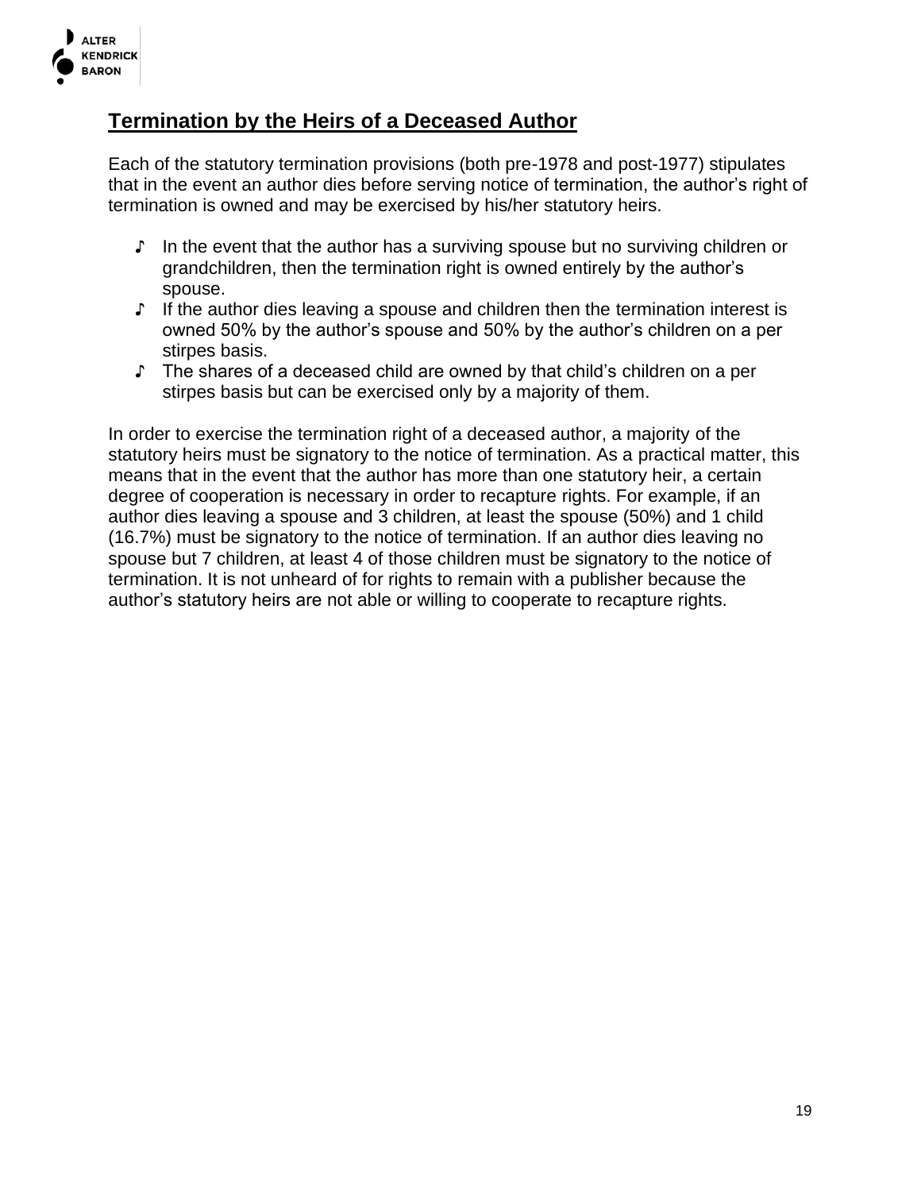## Termination by the Heirs of a Deceased Author

Each of the statutory termination provisions (both pre-1978 and post-1977) stipulates that in the event an author dies before serving notice of termination, the author's right of termination is owned and may be exercised by his/her statutory heirs.

- In the event that the author has a surviving spouse but no surviving children or grandchildren, then the termination right is owned entirely by the author's spouse.
- If the author dies leaving a spouse and children then the termination interest is owned 50% by the author's spouse and 50% by the author's children on a per stirpes basis.
- The shares of a deceased child are owned by that child's children on a per stirpes basis but can be exercised only by a majority of them.

In order to exercise the termination right of a deceased author, a majority of the statutory heirs must be signatory to the notice of termination. As a practical matter, this means that in the event that the author has more than one statutory heir, a certain degree of cooperation is necessary in order to recapture rights. For example, if an author dies leaving a spouse and 3 children, at least the spouse (50%) and 1 child (16.7%) must be signatory to the notice of termination. If an author dies leaving no spouse but 7 children, at least 4 of those children must be signatory to the notice of termination. It is not unheard of for rights to remain with a publisher because the author's statutory heirs are not able or willing to cooperate to recapture rights.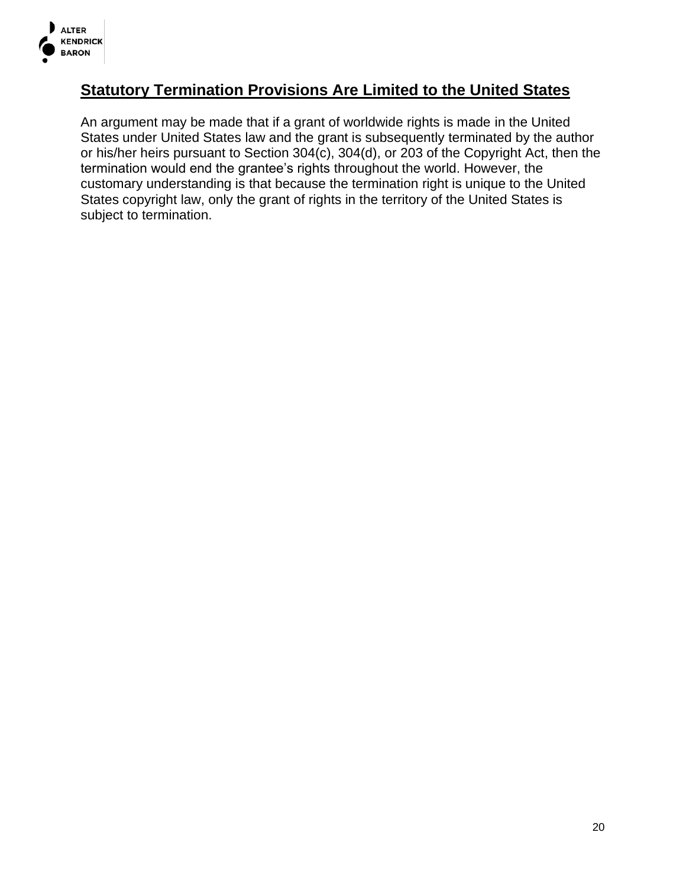## Statutory Termination Provisions Are Limited to the United States

An argument may be made that if a grant of worldwide rights is made in the United States under United States law and the grant is subsequently terminated by the author or his/her heirs pursuant to Section 304(c), 304(d), or 203 of the Copyright Act, then the termination would end the grantee's rights throughout the world. However, the customary understanding is that because the termination right is unique to the United States copyright law, only the grant of rights in the territory of the United States is subject to termination.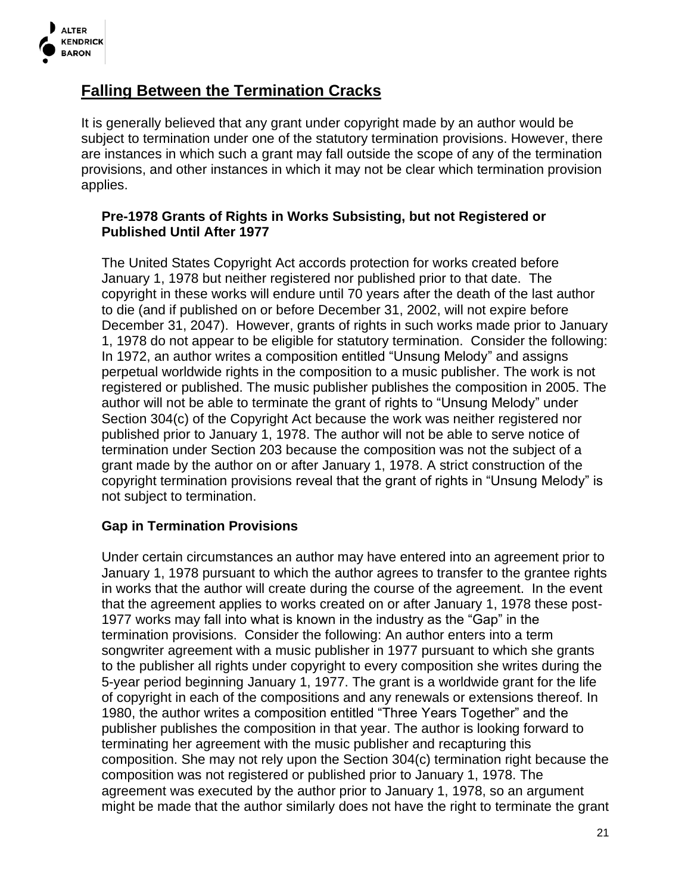## Falling Between the Termination Cracks

It is generally believed that any grant under copyright made by an author would be subject to termination under one of the statutory termination provisions. However, there are instances in which such a grant may fall outside the scope of any of the termination provisions, and other instances in which it may not be clear which termination provision applies.

### Pre-1978 Grants of Rights in Works Subsisting, but not Registered or Published Until After 1977

The United States Copyright Act accords protection for works created before January 1, 1978 but neither registered nor published prior to that date. The copyright in these works will endure until 70 years after the death of the last author to die (and if published on or before December 31, 2002, will not expire before December 31, 2047). However, grants of rights in such works made prior to January 1, 1978 do not appear to be eligible for statutory termination. Consider the following: In 1972, an author writes a composition entitled "Unsung Melody" and assigns perpetual worldwide rights in the composition to a music publisher. The work is not registered or published. The music publisher publishes the composition in 2005. The author will not be able to terminate the grant of rights to "Unsung Melody" under Section 304(c) of the Copyright Act because the work was neither registered nor published prior to January 1, 1978. The author will not be able to serve notice of termination under Section 203 because the composition was not the subject of a grant made by the author on or after January 1, 1978. A strict construction of the copyright termination provisions reveal that the grant of rights in "Unsung Melody" is not subject to termination.

### Gap in Termination Provisions

Under certain circumstances an author may have entered into an agreement prior to January 1, 1978 pursuant to which the author agrees to transfer to the grantee rights in works that the author will create during the course of the agreement. In the event that the agreement applies to works created on or after January 1, 1978 these post-1977 works may fall into what is known in the industry as the "Gap" in the termination provisions. Consider the following: An author enters into a term songwriter agreement with a music publisher in 1977 pursuant to which she grants to the publisher all rights under copyright to every composition she writes during the 5-year period beginning January 1, 1977. The grant is a worldwide grant for the life of copyright in each of the compositions and any renewals or extensions thereof. In 1980, the author writes a composition entitled "Three Years Together" and the publisher publishes the composition in that year. The author is looking forward to terminating her agreement with the music publisher and recapturing this composition. She may not rely upon the Section 304(c) termination right because the composition was not registered or published prior to January 1, 1978. The agreement was executed by the author prior to January 1, 1978, so an argument might be made that the author similarly does not have the right to terminate the grant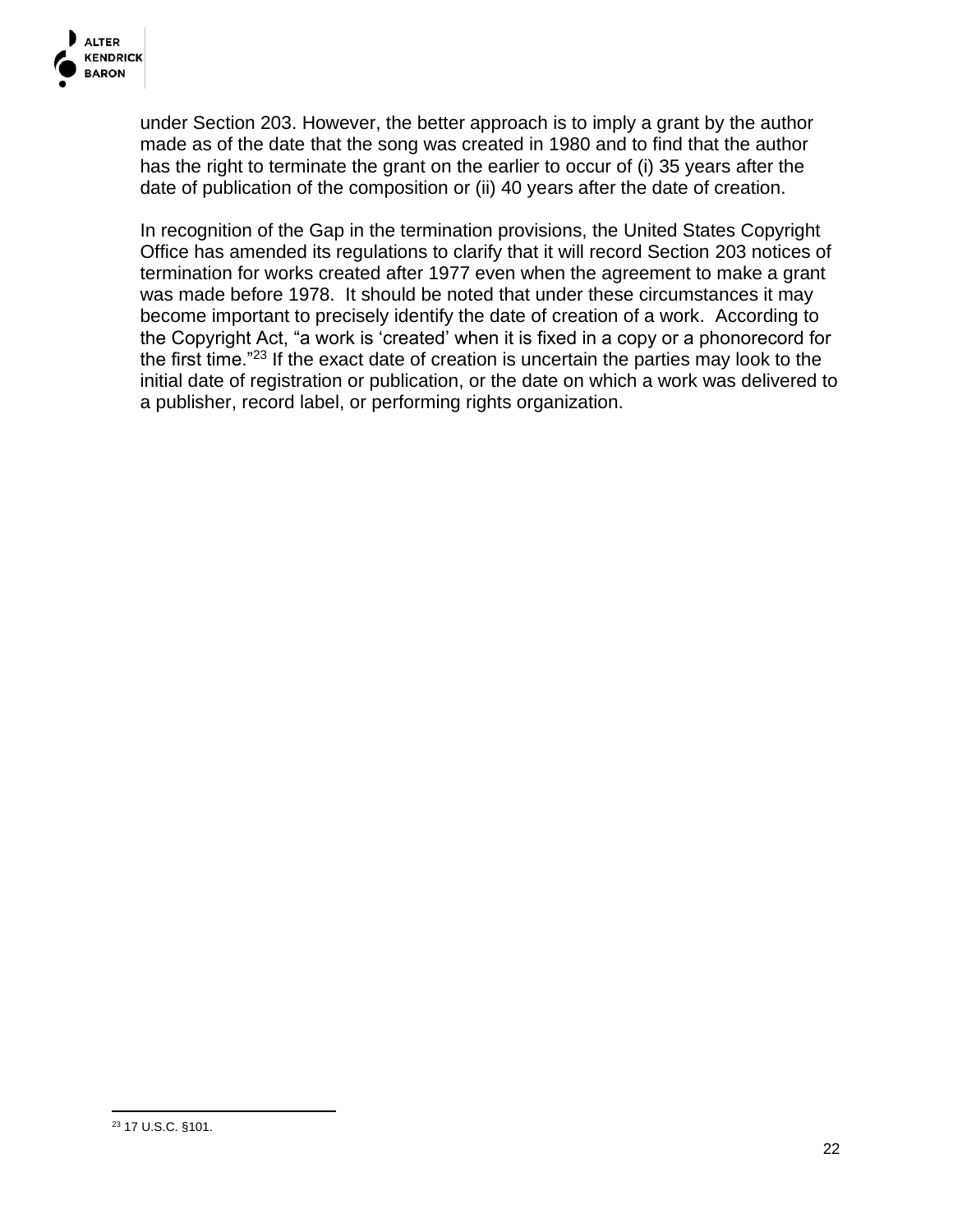under Section 203. However, the better approach is to imply a grant by the author made as of the date that the song was created in 1980 and to find that the author has the right to terminate the grant on the earlier to occur of (i) 35 years after the date of publication of the composition or (ii) 40 years after the date of creation.

In recognition of the Gap in the termination provisions, the United States Copyright Office has amended its regulations to clarify that it will record Section 203 notices of termination for works created after 1977 even when the agreement to make a grant was made before 1978. It should be noted that under these circumstances it may become important to precisely identify the date of creation of a work. According to the Copyright Act, "a work is 'created' when it is fixed in a copy or a phonorecord for the first time."[23] If the exact date of creation is uncertain the parties may look to the initial date of registration or publication, or the date on which a work was delivered to a publisher, record label, or performing rights organization.

---

[23] 17 U.S.C. §101.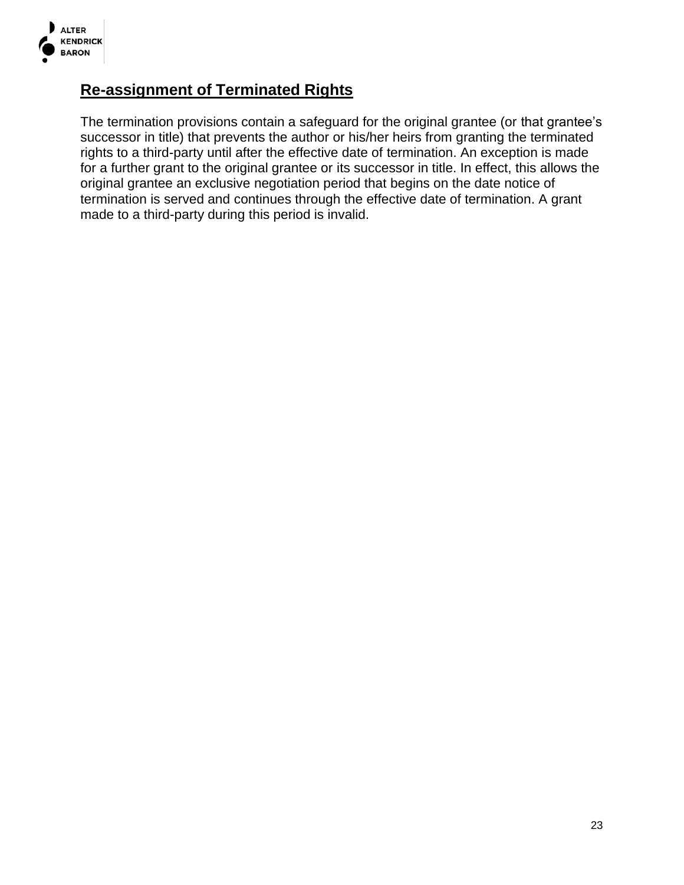## Re-assignment of Terminated Rights

The termination provisions contain a safeguard for the original grantee (or that grantee's successor in title) that prevents the author or his/her heirs from granting the terminated rights to a third-party until after the effective date of termination. An exception is made for a further grant to the original grantee or its successor in title. In effect, this allows the original grantee an exclusive negotiation period that begins on the date notice of termination is served and continues through the effective date of termination. A grant made to a third-party during this period is invalid.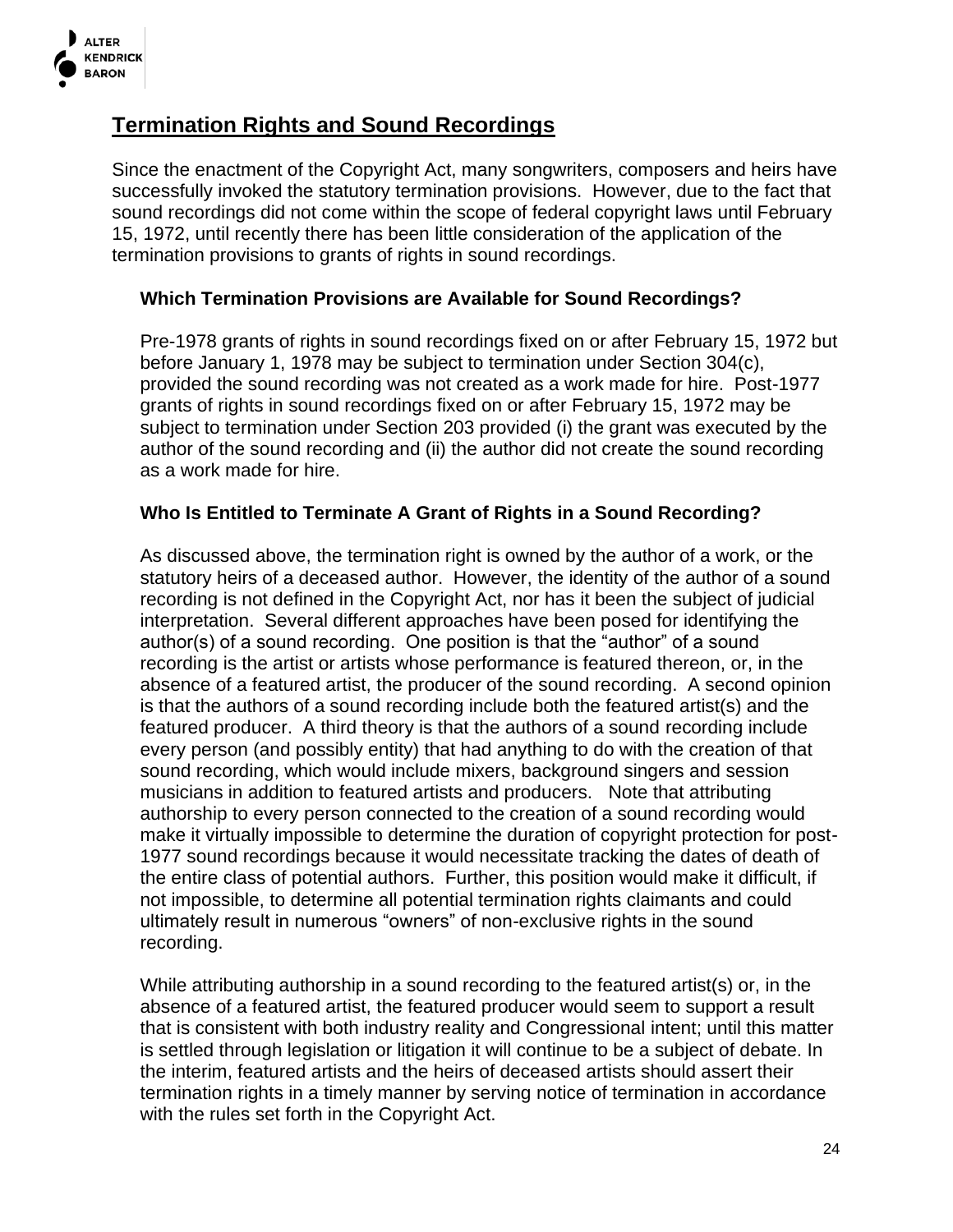## Termination Rights and Sound Recordings

Since the enactment of the Copyright Act, many songwriters, composers and heirs have successfully invoked the statutory termination provisions. However, due to the fact that sound recordings did not come within the scope of federal copyright laws until February 15, 1972, until recently there has been little consideration of the application of the termination provisions to grants of rights in sound recordings.

### Which Termination Provisions are Available for Sound Recordings?

Pre-1978 grants of rights in sound recordings fixed on or after February 15, 1972 but before January 1, 1978 may be subject to termination under Section 304(c), provided the sound recording was not created as a work made for hire. Post-1977 grants of rights in sound recordings fixed on or after February 15, 1972 may be subject to termination under Section 203 provided (i) the grant was executed by the author of the sound recording and (ii) the author did not create the sound recording as a work made for hire.

### Who Is Entitled to Terminate A Grant of Rights in a Sound Recording?

As discussed above, the termination right is owned by the author of a work, or the statutory heirs of a deceased author. However, the identity of the author of a sound recording is not defined in the Copyright Act, nor has it been the subject of judicial interpretation. Several different approaches have been posed for identifying the author(s) of a sound recording. One position is that the "author" of a sound recording is the artist or artists whose performance is featured thereon, or, in the absence of a featured artist, the producer of the sound recording. A second opinion is that the authors of a sound recording include both the featured artist(s) and the featured producer. A third theory is that the authors of a sound recording include every person (and possibly entity) that had anything to do with the creation of that sound recording, which would include mixers, background singers and session musicians in addition to featured artists and producers. Note that attributing authorship to every person connected to the creation of a sound recording would make it virtually impossible to determine the duration of copyright protection for post-1977 sound recordings because it would necessitate tracking the dates of death of the entire class of potential authors. Further, this position would make it difficult, if not impossible, to determine all potential termination rights claimants and could ultimately result in numerous "owners" of non-exclusive rights in the sound recording.

While attributing authorship in a sound recording to the featured artist(s) or, in the absence of a featured artist, the featured producer would seem to support a result that is consistent with both industry reality and Congressional intent; until this matter is settled through legislation or litigation it will continue to be a subject of debate. In the interim, featured artists and the heirs of deceased artists should assert their termination rights in a timely manner by serving notice of termination in accordance with the rules set forth in the Copyright Act.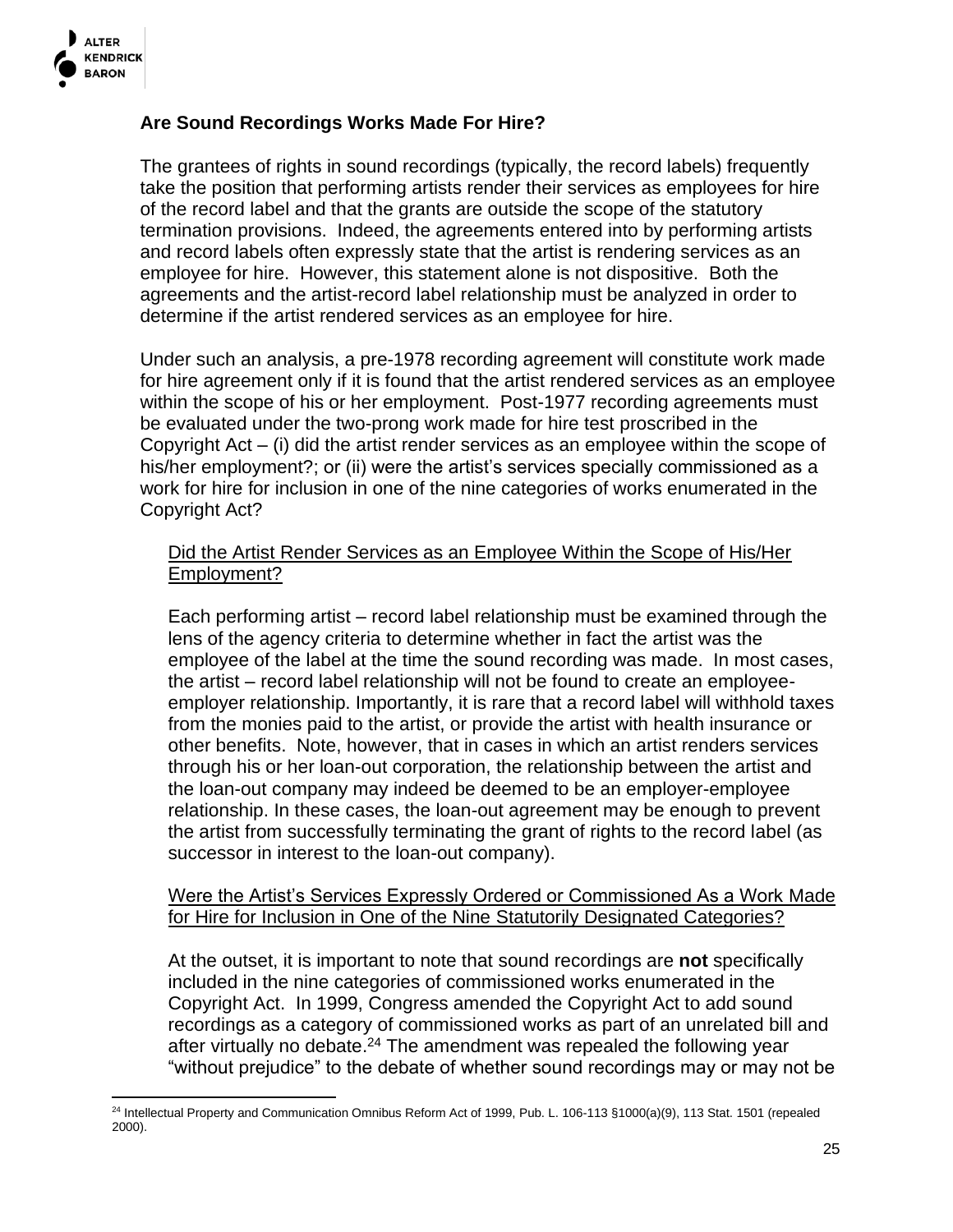## Are Sound Recordings Works Made For Hire?

The grantees of rights in sound recordings (typically, the record labels) frequently take the position that performing artists render their services as employees for hire of the record label and that the grants are outside the scope of the statutory termination provisions. Indeed, the agreements entered into by performing artists and record labels often expressly state that the artist is rendering services as an employee for hire. However, this statement alone is not dispositive. Both the agreements and the artist-record label relationship must be analyzed in order to determine if the artist rendered services as an employee for hire.

Under such an analysis, a pre-1978 recording agreement will constitute work made for hire agreement only if it is found that the artist rendered services as an employee within the scope of his or her employment. Post-1977 recording agreements must be evaluated under the two-prong work made for hire test proscribed in the Copyright Act – (i) did the artist render services as an employee within the scope of his/her employment?; or (ii) were the artist's services specially commissioned as a work for hire for inclusion in one of the nine categories of works enumerated in the Copyright Act?

### Did the Artist Render Services as an Employee Within the Scope of His/Her Employment?

Each performing artist – record label relationship must be examined through the lens of the agency criteria to determine whether in fact the artist was the employee of the label at the time the sound recording was made. In most cases, the artist – record label relationship will not be found to create an employee-employer relationship. Importantly, it is rare that a record label will withhold taxes from the monies paid to the artist, or provide the artist with health insurance or other benefits. Note, however, that in cases in which an artist renders services through his or her loan-out corporation, the relationship between the artist and the loan-out company may indeed be deemed to be an employer-employee relationship. In these cases, the loan-out agreement may be enough to prevent the artist from successfully terminating the grant of rights to the record label (as successor in interest to the loan-out company).

### Were the Artist's Services Expressly Ordered or Commissioned As a Work Made for Hire for Inclusion in One of the Nine Statutorily Designated Categories?

At the outset, it is important to note that sound recordings are **not** specifically included in the nine categories of commissioned works enumerated in the Copyright Act. In 1999, Congress amended the Copyright Act to add sound recordings as a category of commissioned works as part of an unrelated bill and after virtually no debate.[24] The amendment was repealed the following year "without prejudice" to the debate of whether sound recordings may or may not be

[24] Intellectual Property and Communication Omnibus Reform Act of 1999, Pub. L. 106-113 §1000(a)(9), 113 Stat. 1501 (repealed 2000).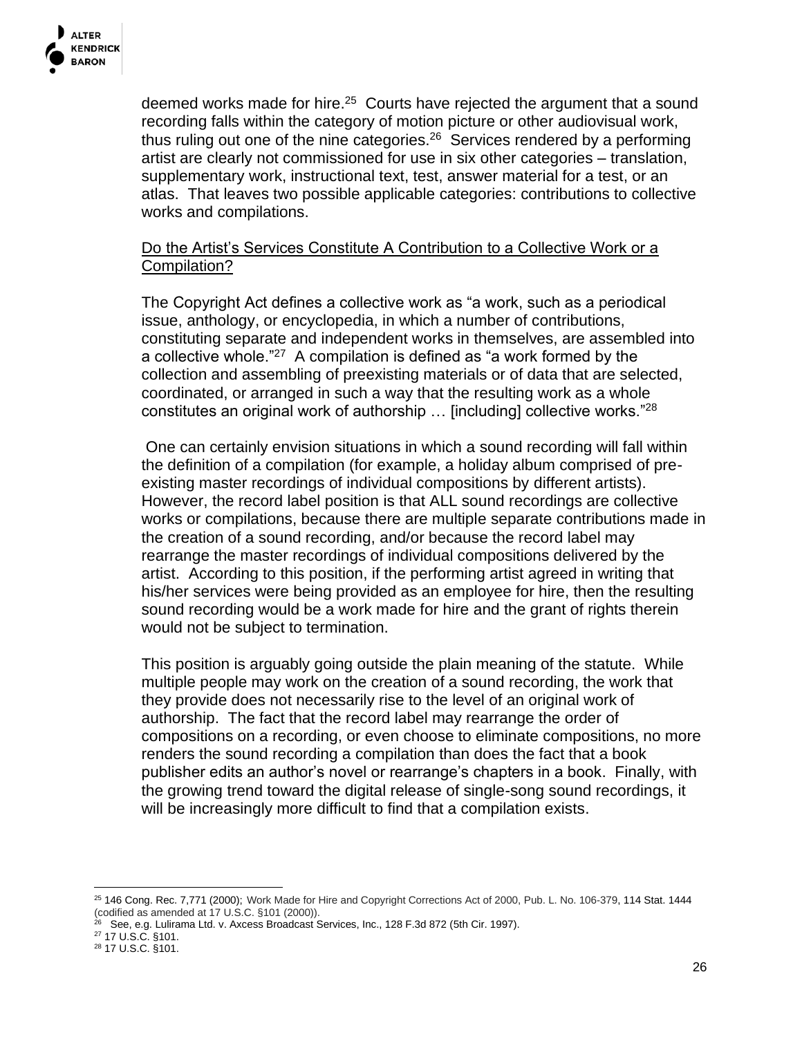deemed works made for hire.[25] Courts have rejected the argument that a sound recording falls within the category of motion picture or other audiovisual work, thus ruling out one of the nine categories.[26] Services rendered by a performing artist are clearly not commissioned for use in six other categories – translation, supplementary work, instructional text, test, answer material for a test, or an atlas. That leaves two possible applicable categories: contributions to collective works and compilations.

Do the Artist's Services Constitute A Contribution to a Collective Work or a Compilation?

The Copyright Act defines a collective work as "a work, such as a periodical issue, anthology, or encyclopedia, in which a number of contributions, constituting separate and independent works in themselves, are assembled into a collective whole."[27] A compilation is defined as "a work formed by the collection and assembling of preexisting materials or of data that are selected, coordinated, or arranged in such a way that the resulting work as a whole constitutes an original work of authorship … [including] collective works."[28]

One can certainly envision situations in which a sound recording will fall within the definition of a compilation (for example, a holiday album comprised of pre-existing master recordings of individual compositions by different artists). However, the record label position is that ALL sound recordings are collective works or compilations, because there are multiple separate contributions made in the creation of a sound recording, and/or because the record label may rearrange the master recordings of individual compositions delivered by the artist. According to this position, if the performing artist agreed in writing that his/her services were being provided as an employee for hire, then the resulting sound recording would be a work made for hire and the grant of rights therein would not be subject to termination.

This position is arguably going outside the plain meaning of the statute. While multiple people may work on the creation of a sound recording, the work that they provide does not necessarily rise to the level of an original work of authorship. The fact that the record label may rearrange the order of compositions on a recording, or even choose to eliminate compositions, no more renders the sound recording a compilation than does the fact that a book publisher edits an author's novel or rearrange's chapters in a book. Finally, with the growing trend toward the digital release of single-song sound recordings, it will be increasingly more difficult to find that a compilation exists.

---

[25] 146 Cong. Rec. 7,771 (2000); Work Made for Hire and Copyright Corrections Act of 2000, Pub. L. No. 106-379, 114 Stat. 1444 (codified as amended at 17 U.S.C. §101 (2000)).

[26] See, e.g. Lulirama Ltd. v. Axcess Broadcast Services, Inc., 128 F.3d 872 (5th Cir. 1997).

[27] 17 U.S.C. §101.

[28] 17 U.S.C. §101.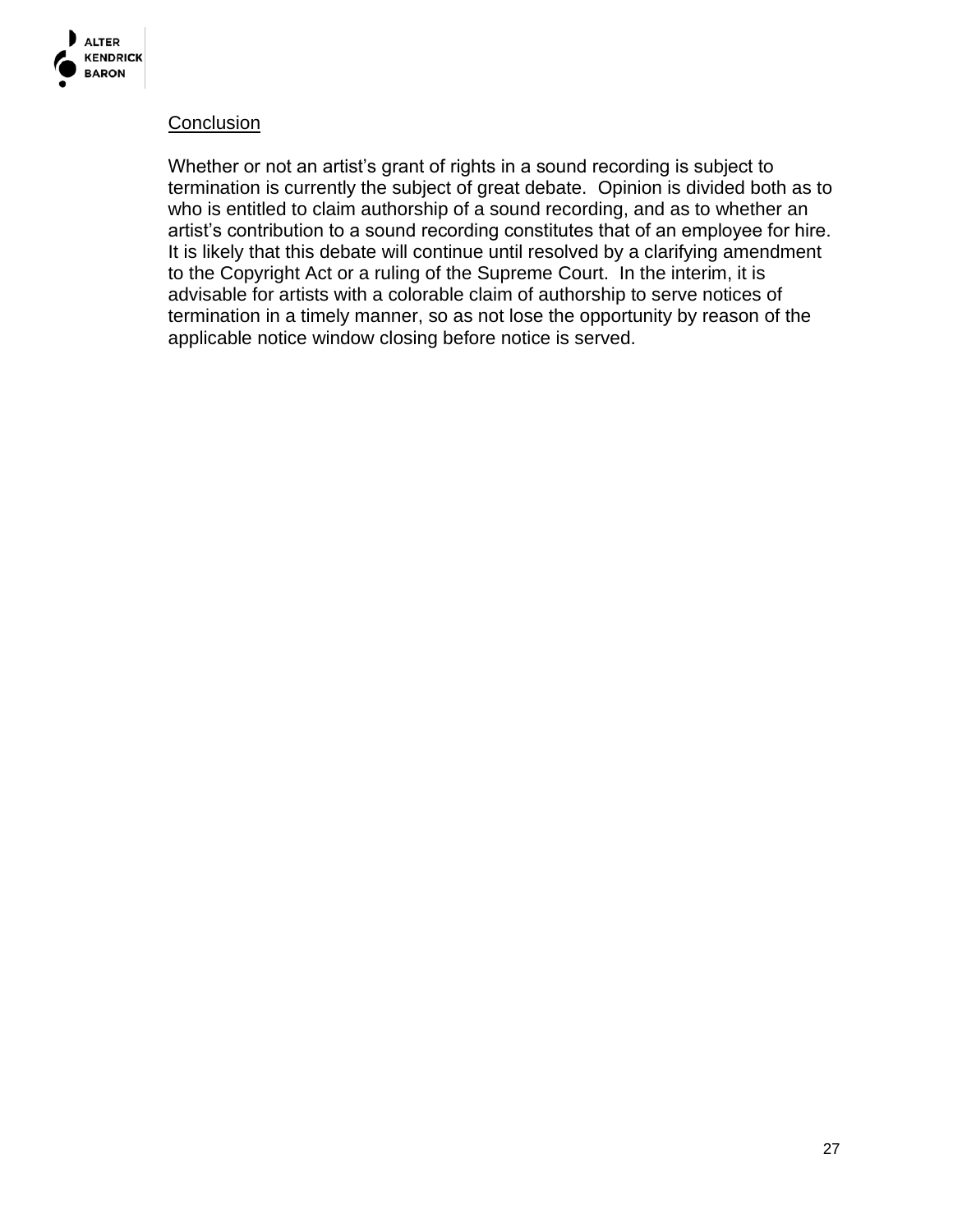## Conclusion

Whether or not an artist's grant of rights in a sound recording is subject to termination is currently the subject of great debate. Opinion is divided both as to who is entitled to claim authorship of a sound recording, and as to whether an artist's contribution to a sound recording constitutes that of an employee for hire. It is likely that this debate will continue until resolved by a clarifying amendment to the Copyright Act or a ruling of the Supreme Court. In the interim, it is advisable for artists with a colorable claim of authorship to serve notices of termination in a timely manner, so as not lose the opportunity by reason of the applicable notice window closing before notice is served.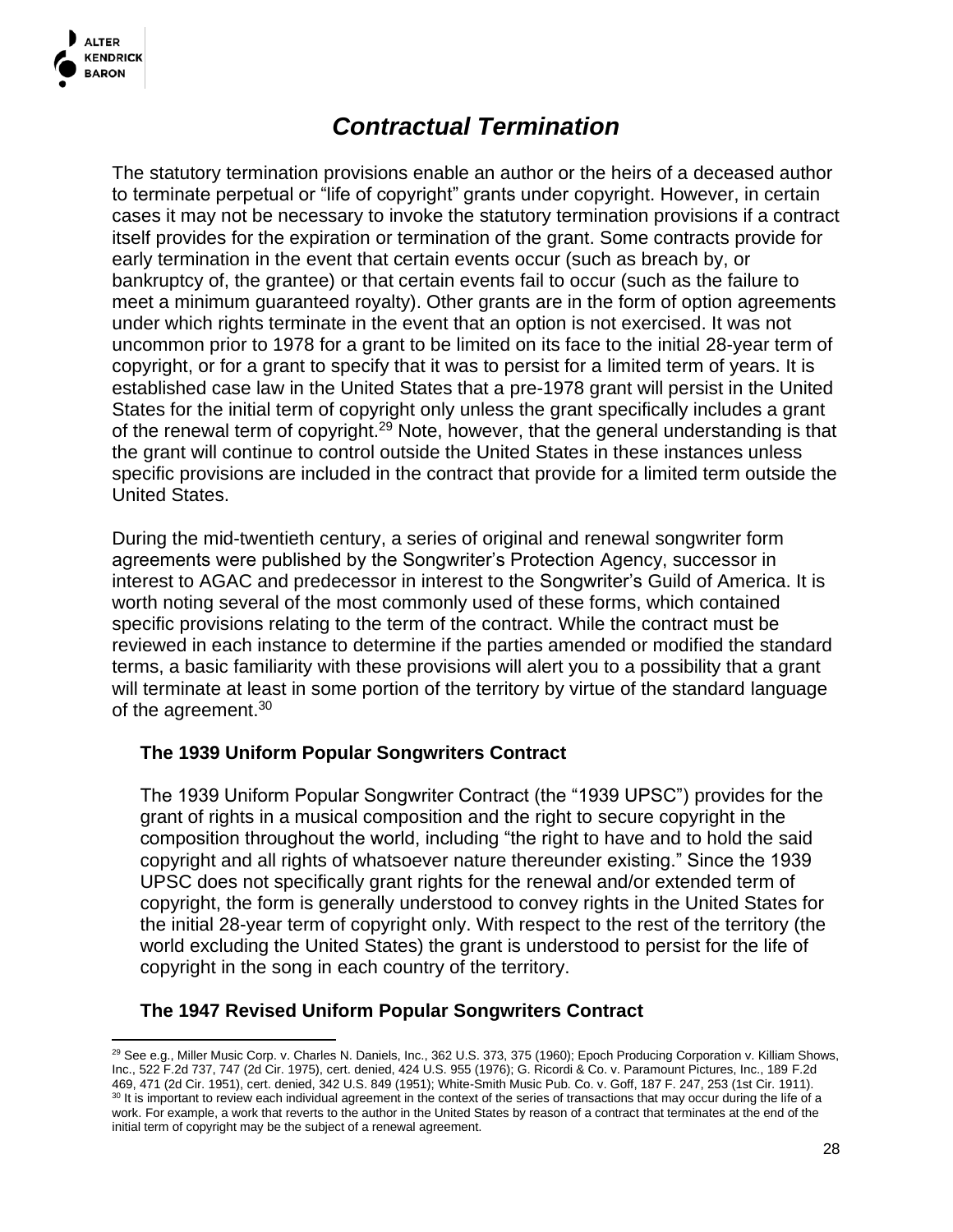# *Contractual Termination*

The statutory termination provisions enable an author or the heirs of a deceased author to terminate perpetual or "life of copyright" grants under copyright. However, in certain cases it may not be necessary to invoke the statutory termination provisions if a contract itself provides for the expiration or termination of the grant. Some contracts provide for early termination in the event that certain events occur (such as breach by, or bankruptcy of, the grantee) or that certain events fail to occur (such as the failure to meet a minimum guaranteed royalty). Other grants are in the form of option agreements under which rights terminate in the event that an option is not exercised. It was not uncommon prior to 1978 for a grant to be limited on its face to the initial 28-year term of copyright, or for a grant to specify that it was to persist for a limited term of years. It is established case law in the United States that a pre-1978 grant will persist in the United States for the initial term of copyright only unless the grant specifically includes a grant of the renewal term of copyright.[29] Note, however, that the general understanding is that the grant will continue to control outside the United States in these instances unless specific provisions are included in the contract that provide for a limited term outside the United States.

During the mid-twentieth century, a series of original and renewal songwriter form agreements were published by the Songwriter's Protection Agency, successor in interest to AGAC and predecessor in interest to the Songwriter's Guild of America. It is worth noting several of the most commonly used of these forms, which contained specific provisions relating to the term of the contract. While the contract must be reviewed in each instance to determine if the parties amended or modified the standard terms, a basic familiarity with these provisions will alert you to a possibility that a grant will terminate at least in some portion of the territory by virtue of the standard language of the agreement.[30]

### The 1939 Uniform Popular Songwriters Contract

The 1939 Uniform Popular Songwriter Contract (the "1939 UPSC") provides for the grant of rights in a musical composition and the right to secure copyright in the composition throughout the world, including "the right to have and to hold the said copyright and all rights of whatsoever nature thereunder existing." Since the 1939 UPSC does not specifically grant rights for the renewal and/or extended term of copyright, the form is generally understood to convey rights in the United States for the initial 28-year term of copyright only. With respect to the rest of the territory (the world excluding the United States) the grant is understood to persist for the life of copyright in the song in each country of the territory.

### The 1947 Revised Uniform Popular Songwriters Contract

[29] See e.g., Miller Music Corp. v. Charles N. Daniels, Inc., 362 U.S. 373, 375 (1960); Epoch Producing Corporation v. Killiam Shows, Inc., 522 F.2d 737, 747 (2d Cir. 1975), cert. denied, 424 U.S. 955 (1976); G. Ricordi & Co. v. Paramount Pictures, Inc., 189 F.2d 469, 471 (2d Cir. 1951), cert. denied, 342 U.S. 849 (1951); White-Smith Music Pub. Co. v. Goff, 187 F. 247, 253 (1st Cir. 1911).

[30] It is important to review each individual agreement in the context of the series of transactions that may occur during the life of a work. For example, a work that reverts to the author in the United States by reason of a contract that terminates at the end of the initial term of copyright may be the subject of a renewal agreement.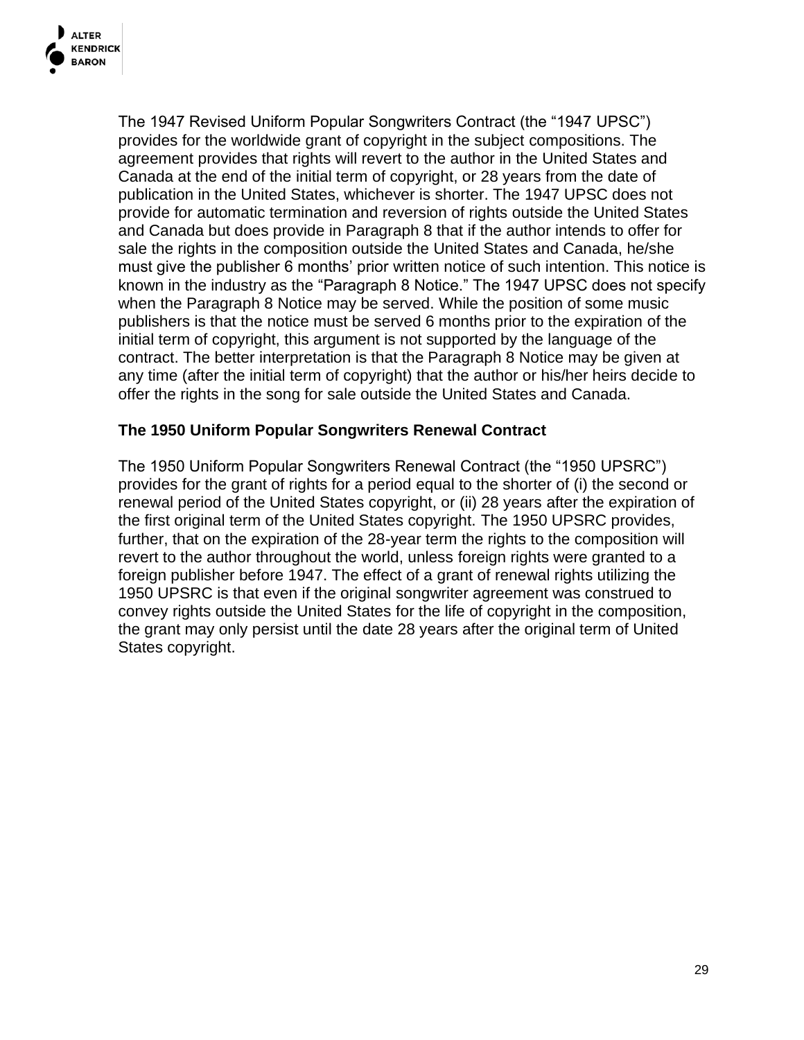The 1947 Revised Uniform Popular Songwriters Contract (the "1947 UPSC") provides for the worldwide grant of copyright in the subject compositions. The agreement provides that rights will revert to the author in the United States and Canada at the end of the initial term of copyright, or 28 years from the date of publication in the United States, whichever is shorter. The 1947 UPSC does not provide for automatic termination and reversion of rights outside the United States and Canada but does provide in Paragraph 8 that if the author intends to offer for sale the rights in the composition outside the United States and Canada, he/she must give the publisher 6 months' prior written notice of such intention. This notice is known in the industry as the "Paragraph 8 Notice." The 1947 UPSC does not specify when the Paragraph 8 Notice may be served. While the position of some music publishers is that the notice must be served 6 months prior to the expiration of the initial term of copyright, this argument is not supported by the language of the contract. The better interpretation is that the Paragraph 8 Notice may be given at any time (after the initial term of copyright) that the author or his/her heirs decide to offer the rights in the song for sale outside the United States and Canada.

**The 1950 Uniform Popular Songwriters Renewal Contract**

The 1950 Uniform Popular Songwriters Renewal Contract (the "1950 UPSRC") provides for the grant of rights for a period equal to the shorter of (i) the second or renewal period of the United States copyright, or (ii) 28 years after the expiration of the first original term of the United States copyright. The 1950 UPSRC provides, further, that on the expiration of the 28-year term the rights to the composition will revert to the author throughout the world, unless foreign rights were granted to a foreign publisher before 1947. The effect of a grant of renewal rights utilizing the 1950 UPSRC is that even if the original songwriter agreement was construed to convey rights outside the United States for the life of copyright in the composition, the grant may only persist until the date 28 years after the original term of United States copyright.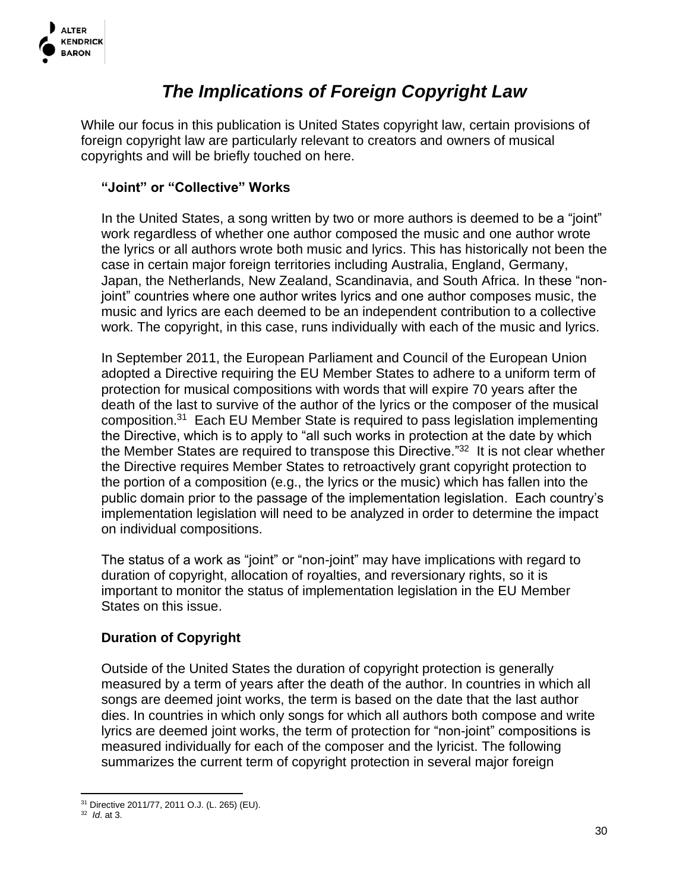# *The Implications of Foreign Copyright Law*

While our focus in this publication is United States copyright law, certain provisions of foreign copyright law are particularly relevant to creators and owners of musical copyrights and will be briefly touched on here.

## "Joint" or "Collective" Works

In the United States, a song written by two or more authors is deemed to be a "joint" work regardless of whether one author composed the music and one author wrote the lyrics or all authors wrote both music and lyrics. This has historically not been the case in certain major foreign territories including Australia, England, Germany, Japan, the Netherlands, New Zealand, Scandinavia, and South Africa. In these "non-joint" countries where one author writes lyrics and one author composes music, the music and lyrics are each deemed to be an independent contribution to a collective work. The copyright, in this case, runs individually with each of the music and lyrics.

In September 2011, the European Parliament and Council of the European Union adopted a Directive requiring the EU Member States to adhere to a uniform term of protection for musical compositions with words that will expire 70 years after the death of the last to survive of the author of the lyrics or the composer of the musical composition.[31] Each EU Member State is required to pass legislation implementing the Directive, which is to apply to "all such works in protection at the date by which the Member States are required to transpose this Directive."[32] It is not clear whether the Directive requires Member States to retroactively grant copyright protection to the portion of a composition (e.g., the lyrics or the music) which has fallen into the public domain prior to the passage of the implementation legislation. Each country's implementation legislation will need to be analyzed in order to determine the impact on individual compositions.

The status of a work as "joint" or "non-joint" may have implications with regard to duration of copyright, allocation of royalties, and reversionary rights, so it is important to monitor the status of implementation legislation in the EU Member States on this issue.

## Duration of Copyright

Outside of the United States the duration of copyright protection is generally measured by a term of years after the death of the author. In countries in which all songs are deemed joint works, the term is based on the date that the last author dies. In countries in which only songs for which all authors both compose and write lyrics are deemed joint works, the term of protection for "non-joint" compositions is measured individually for each of the composer and the lyricist. The following summarizes the current term of copyright protection in several major foreign

---

[31] Directive 2011/77, 2011 O.J. (L. 265) (EU).

[32] *Id.* at 3.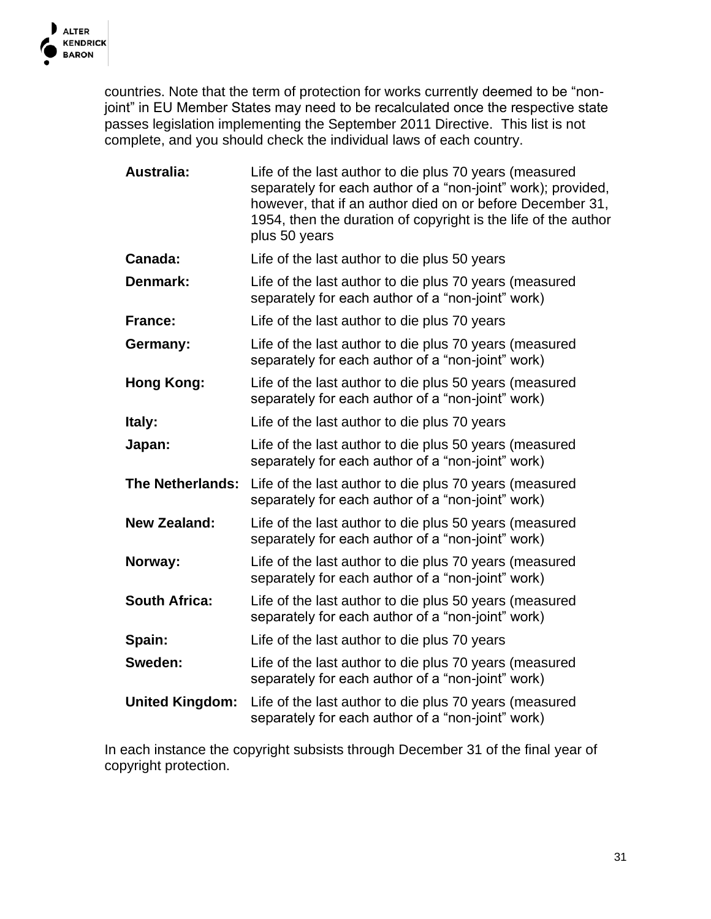countries. Note that the term of protection for works currently deemed to be "non-joint" in EU Member States may need to be recalculated once the respective state passes legislation implementing the September 2011 Directive. This list is not complete, and you should check the individual laws of each country.

| | |
|---|---|
| **Australia:** | Life of the last author to die plus 70 years (measured separately for each author of a "non-joint" work); provided, however, that if an author died on or before December 31, 1954, then the duration of copyright is the life of the author plus 50 years |
| **Canada:** | Life of the last author to die plus 50 years |
| **Denmark:** | Life of the last author to die plus 70 years (measured separately for each author of a "non-joint" work) |
| **France:** | Life of the last author to die plus 70 years |
| **Germany:** | Life of the last author to die plus 70 years (measured separately for each author of a "non-joint" work) |
| **Hong Kong:** | Life of the last author to die plus 50 years (measured separately for each author of a "non-joint" work) |
| **Italy:** | Life of the last author to die plus 70 years |
| **Japan:** | Life of the last author to die plus 50 years (measured separately for each author of a "non-joint" work) |
| **The Netherlands:** | Life of the last author to die plus 70 years (measured separately for each author of a "non-joint" work) |
| **New Zealand:** | Life of the last author to die plus 50 years (measured separately for each author of a "non-joint" work) |
| **Norway:** | Life of the last author to die plus 70 years (measured separately for each author of a "non-joint" work) |
| **South Africa:** | Life of the last author to die plus 50 years (measured separately for each author of a "non-joint" work) |
| **Spain:** | Life of the last author to die plus 70 years |
| **Sweden:** | Life of the last author to die plus 70 years (measured separately for each author of a "non-joint" work) |
| **United Kingdom:** | Life of the last author to die plus 70 years (measured separately for each author of a "non-joint" work) |

In each instance the copyright subsists through December 31 of the final year of copyright protection.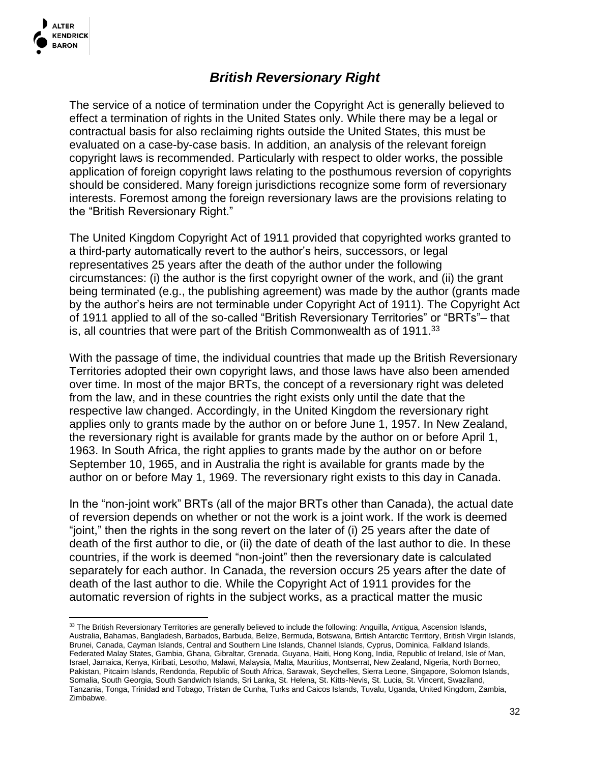## *British Reversionary Right*

The service of a notice of termination under the Copyright Act is generally believed to effect a termination of rights in the United States only. While there may be a legal or contractual basis for also reclaiming rights outside the United States, this must be evaluated on a case-by-case basis. In addition, an analysis of the relevant foreign copyright laws is recommended. Particularly with respect to older works, the possible application of foreign copyright laws relating to the posthumous reversion of copyrights should be considered. Many foreign jurisdictions recognize some form of reversionary interests. Foremost among the foreign reversionary laws are the provisions relating to the "British Reversionary Right."

The United Kingdom Copyright Act of 1911 provided that copyrighted works granted to a third-party automatically revert to the author's heirs, successors, or legal representatives 25 years after the death of the author under the following circumstances: (i) the author is the first copyright owner of the work, and (ii) the grant being terminated (e.g., the publishing agreement) was made by the author (grants made by the author's heirs are not terminable under Copyright Act of 1911). The Copyright Act of 1911 applied to all of the so-called "British Reversionary Territories" or "BRTs"– that is, all countries that were part of the British Commonwealth as of 1911.[33]

With the passage of time, the individual countries that made up the British Reversionary Territories adopted their own copyright laws, and those laws have also been amended over time. In most of the major BRTs, the concept of a reversionary right was deleted from the law, and in these countries the right exists only until the date that the respective law changed. Accordingly, in the United Kingdom the reversionary right applies only to grants made by the author on or before June 1, 1957. In New Zealand, the reversionary right is available for grants made by the author on or before April 1, 1963. In South Africa, the right applies to grants made by the author on or before September 10, 1965, and in Australia the right is available for grants made by the author on or before May 1, 1969. The reversionary right exists to this day in Canada.

In the "non-joint work" BRTs (all of the major BRTs other than Canada), the actual date of reversion depends on whether or not the work is a joint work. If the work is deemed "joint," then the rights in the song revert on the later of (i) 25 years after the date of death of the first author to die, or (ii) the date of death of the last author to die. In these countries, if the work is deemed "non-joint" then the reversionary date is calculated separately for each author. In Canada, the reversion occurs 25 years after the date of death of the last author to die. While the Copyright Act of 1911 provides for the automatic reversion of rights in the subject works, as a practical matter the music

[33] The British Reversionary Territories are generally believed to include the following: Anguilla, Antigua, Ascension Islands, Australia, Bahamas, Bangladesh, Barbados, Barbuda, Belize, Bermuda, Botswana, British Antarctic Territory, British Virgin Islands, Brunei, Canada, Cayman Islands, Central and Southern Line Islands, Channel Islands, Cyprus, Dominica, Falkland Islands, Federated Malay States, Gambia, Ghana, Gibraltar, Grenada, Guyana, Haiti, Hong Kong, India, Republic of Ireland, Isle of Man, Israel, Jamaica, Kenya, Kiribati, Lesotho, Malawi, Malaysia, Malta, Mauritius, Montserrat, New Zealand, Nigeria, North Borneo, Pakistan, Pitcairn Islands, Rendonda, Republic of South Africa, Sarawak, Seychelles, Sierra Leone, Singapore, Solomon Islands, Somalia, South Georgia, South Sandwich Islands, Sri Lanka, St. Helena, St. Kitts-Nevis, St. Lucia, St. Vincent, Swaziland, Tanzania, Tonga, Trinidad and Tobago, Tristan de Cunha, Turks and Caicos Islands, Tuvalu, Uganda, United Kingdom, Zambia, Zimbabwe.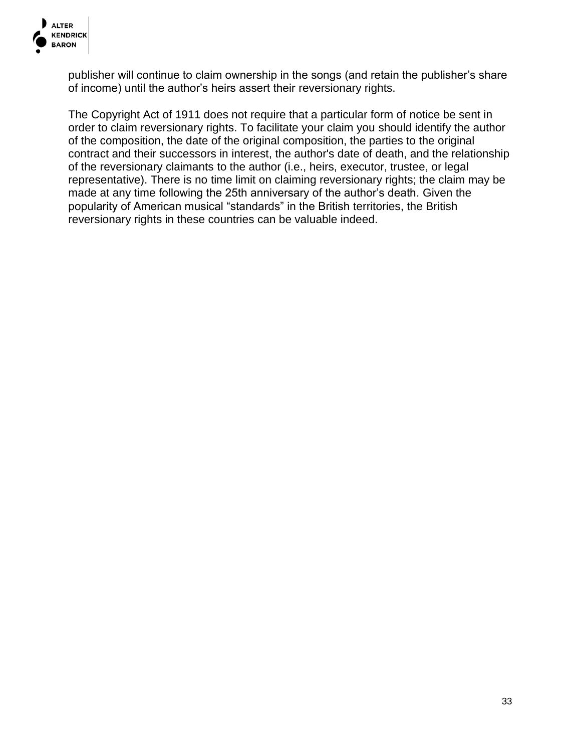publisher will continue to claim ownership in the songs (and retain the publisher's share of income) until the author's heirs assert their reversionary rights.

The Copyright Act of 1911 does not require that a particular form of notice be sent in order to claim reversionary rights. To facilitate your claim you should identify the author of the composition, the date of the original composition, the parties to the original contract and their successors in interest, the author's date of death, and the relationship of the reversionary claimants to the author (i.e., heirs, executor, trustee, or legal representative). There is no time limit on claiming reversionary rights; the claim may be made at any time following the 25th anniversary of the author's death. Given the popularity of American musical "standards" in the British territories, the British reversionary rights in these countries can be valuable indeed.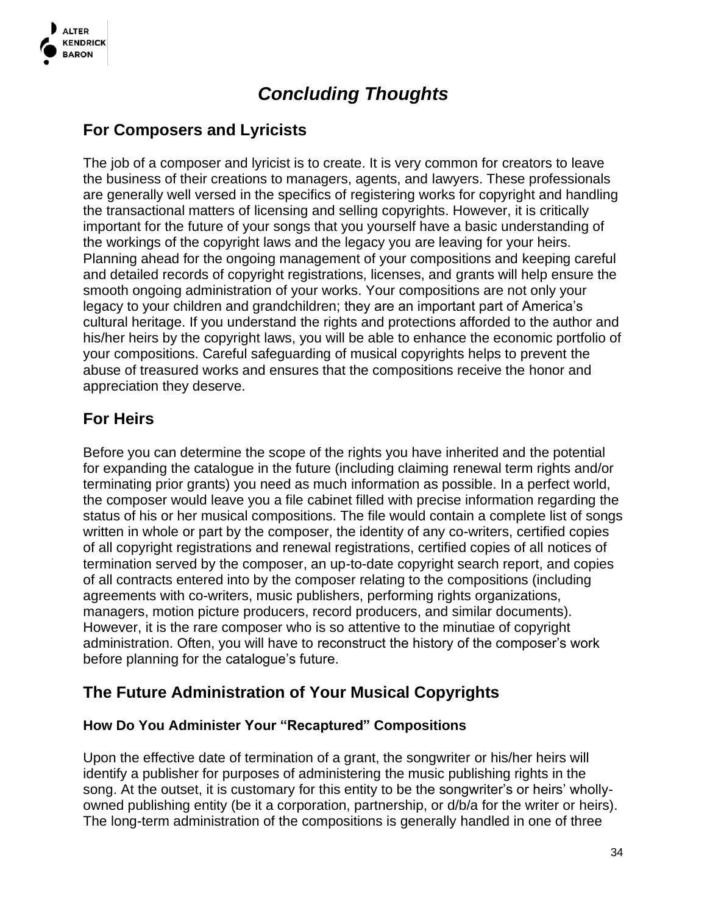# *Concluding Thoughts*

## For Composers and Lyricists

The job of a composer and lyricist is to create. It is very common for creators to leave the business of their creations to managers, agents, and lawyers. These professionals are generally well versed in the specifics of registering works for copyright and handling the transactional matters of licensing and selling copyrights. However, it is critically important for the future of your songs that you yourself have a basic understanding of the workings of the copyright laws and the legacy you are leaving for your heirs. Planning ahead for the ongoing management of your compositions and keeping careful and detailed records of copyright registrations, licenses, and grants will help ensure the smooth ongoing administration of your works. Your compositions are not only your legacy to your children and grandchildren; they are an important part of America's cultural heritage. If you understand the rights and protections afforded to the author and his/her heirs by the copyright laws, you will be able to enhance the economic portfolio of your compositions. Careful safeguarding of musical copyrights helps to prevent the abuse of treasured works and ensures that the compositions receive the honor and appreciation they deserve.

## For Heirs

Before you can determine the scope of the rights you have inherited and the potential for expanding the catalogue in the future (including claiming renewal term rights and/or terminating prior grants) you need as much information as possible. In a perfect world, the composer would leave you a file cabinet filled with precise information regarding the status of his or her musical compositions. The file would contain a complete list of songs written in whole or part by the composer, the identity of any co-writers, certified copies of all copyright registrations and renewal registrations, certified copies of all notices of termination served by the composer, an up-to-date copyright search report, and copies of all contracts entered into by the composer relating to the compositions (including agreements with co-writers, music publishers, performing rights organizations, managers, motion picture producers, record producers, and similar documents). However, it is the rare composer who is so attentive to the minutiae of copyright administration. Often, you will have to reconstruct the history of the composer's work before planning for the catalogue's future.

## The Future Administration of Your Musical Copyrights

### How Do You Administer Your "Recaptured" Compositions

Upon the effective date of termination of a grant, the songwriter or his/her heirs will identify a publisher for purposes of administering the music publishing rights in the song. At the outset, it is customary for this entity to be the songwriter's or heirs' wholly-owned publishing entity (be it a corporation, partnership, or d/b/a for the writer or heirs). The long-term administration of the compositions is generally handled in one of three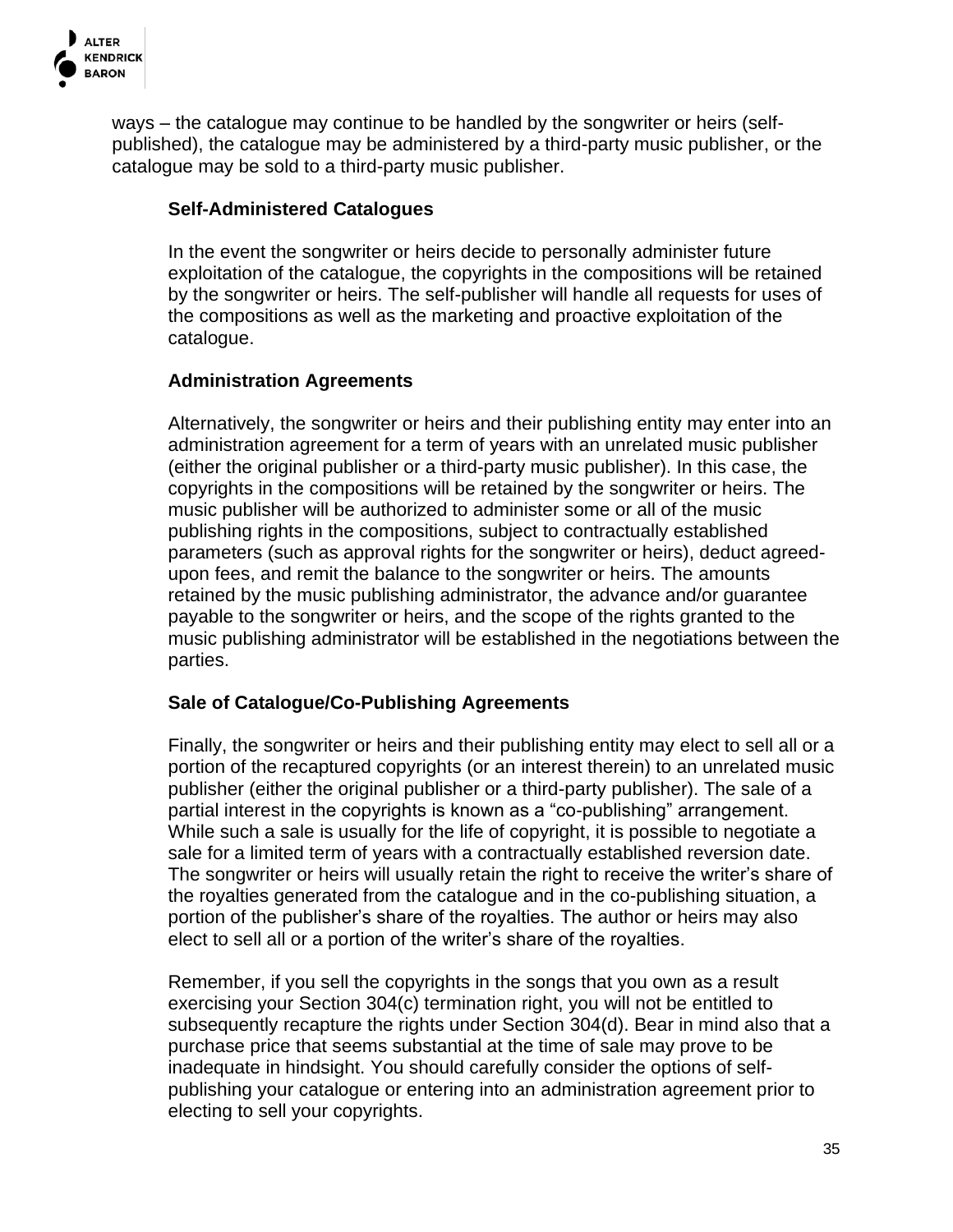ways – the catalogue may continue to be handled by the songwriter or heirs (self-published), the catalogue may be administered by a third-party music publisher, or the catalogue may be sold to a third-party music publisher.

### Self-Administered Catalogues

In the event the songwriter or heirs decide to personally administer future exploitation of the catalogue, the copyrights in the compositions will be retained by the songwriter or heirs. The self-publisher will handle all requests for uses of the compositions as well as the marketing and proactive exploitation of the catalogue.

### Administration Agreements

Alternatively, the songwriter or heirs and their publishing entity may enter into an administration agreement for a term of years with an unrelated music publisher (either the original publisher or a third-party music publisher). In this case, the copyrights in the compositions will be retained by the songwriter or heirs. The music publisher will be authorized to administer some or all of the music publishing rights in the compositions, subject to contractually established parameters (such as approval rights for the songwriter or heirs), deduct agreed-upon fees, and remit the balance to the songwriter or heirs. The amounts retained by the music publishing administrator, the advance and/or guarantee payable to the songwriter or heirs, and the scope of the rights granted to the music publishing administrator will be established in the negotiations between the parties.

### Sale of Catalogue/Co-Publishing Agreements

Finally, the songwriter or heirs and their publishing entity may elect to sell all or a portion of the recaptured copyrights (or an interest therein) to an unrelated music publisher (either the original publisher or a third-party publisher). The sale of a partial interest in the copyrights is known as a "co-publishing" arrangement. While such a sale is usually for the life of copyright, it is possible to negotiate a sale for a limited term of years with a contractually established reversion date. The songwriter or heirs will usually retain the right to receive the writer's share of the royalties generated from the catalogue and in the co-publishing situation, a portion of the publisher's share of the royalties. The author or heirs may also elect to sell all or a portion of the writer's share of the royalties.

Remember, if you sell the copyrights in the songs that you own as a result exercising your Section 304(c) termination right, you will not be entitled to subsequently recapture the rights under Section 304(d). Bear in mind also that a purchase price that seems substantial at the time of sale may prove to be inadequate in hindsight. You should carefully consider the options of self-publishing your catalogue or entering into an administration agreement prior to electing to sell your copyrights.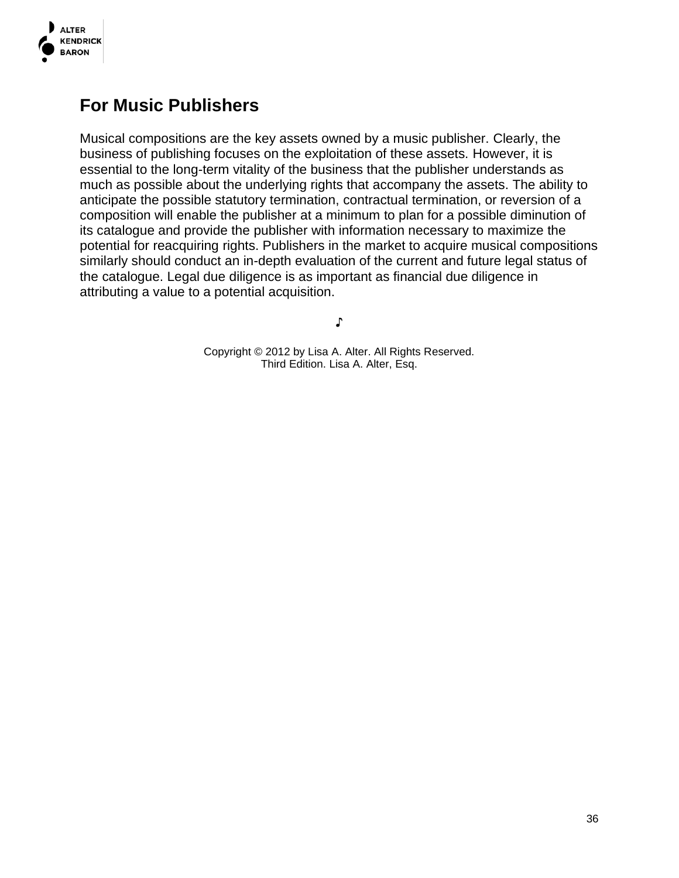## For Music Publishers

Musical compositions are the key assets owned by a music publisher. Clearly, the business of publishing focuses on the exploitation of these assets. However, it is essential to the long-term vitality of the business that the publisher understands as much as possible about the underlying rights that accompany the assets. The ability to anticipate the possible statutory termination, contractual termination, or reversion of a composition will enable the publisher at a minimum to plan for a possible diminution of its catalogue and provide the publisher with information necessary to maximize the potential for reacquiring rights. Publishers in the market to acquire musical compositions similarly should conduct an in-depth evaluation of the current and future legal status of the catalogue. Legal due diligence is as important as financial due diligence in attributing a value to a potential acquisition.

♪

Copyright © 2012 by Lisa A. Alter. All Rights Reserved.
Third Edition. Lisa A. Alter, Esq.